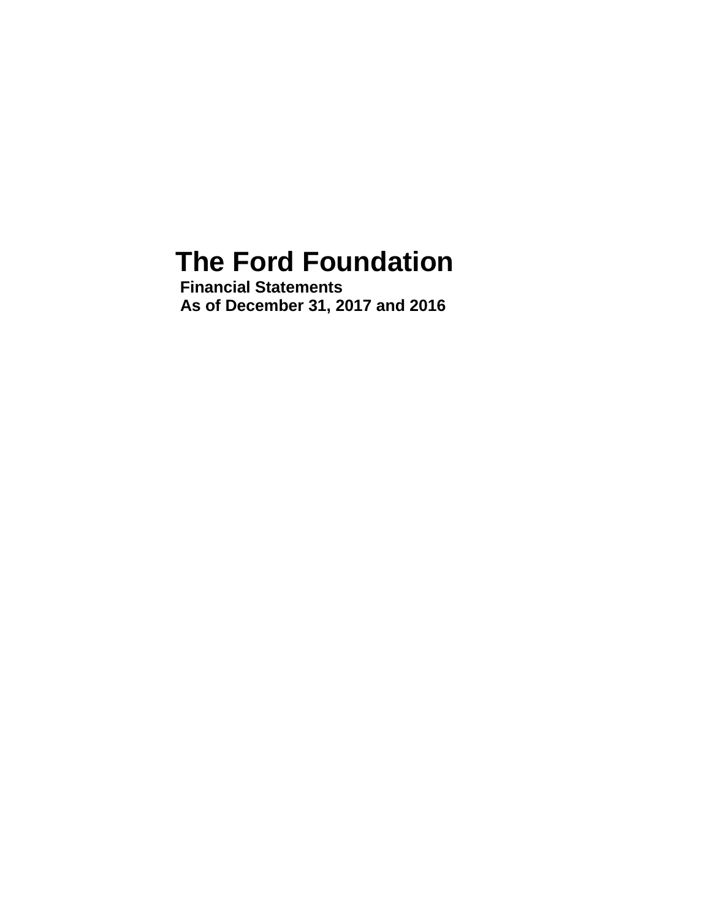# The Ford Foundation

**Financial Statements**
**As of December 31, 2017 and 2016**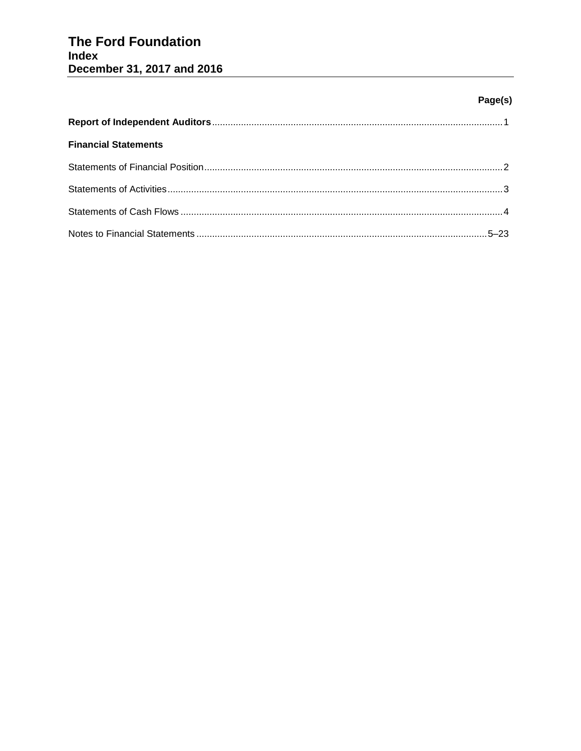# The Ford Foundation
## Index
## December 31, 2017 and 2016

| | Page(s) |
|---|---|
| **Report of Independent Auditors** | 1 |
| **Financial Statements** | |
| Statements of Financial Position | 2 |
| Statements of Activities | 3 |
| Statements of Cash Flows | 4 |
| Notes to Financial Statements | 5–23 |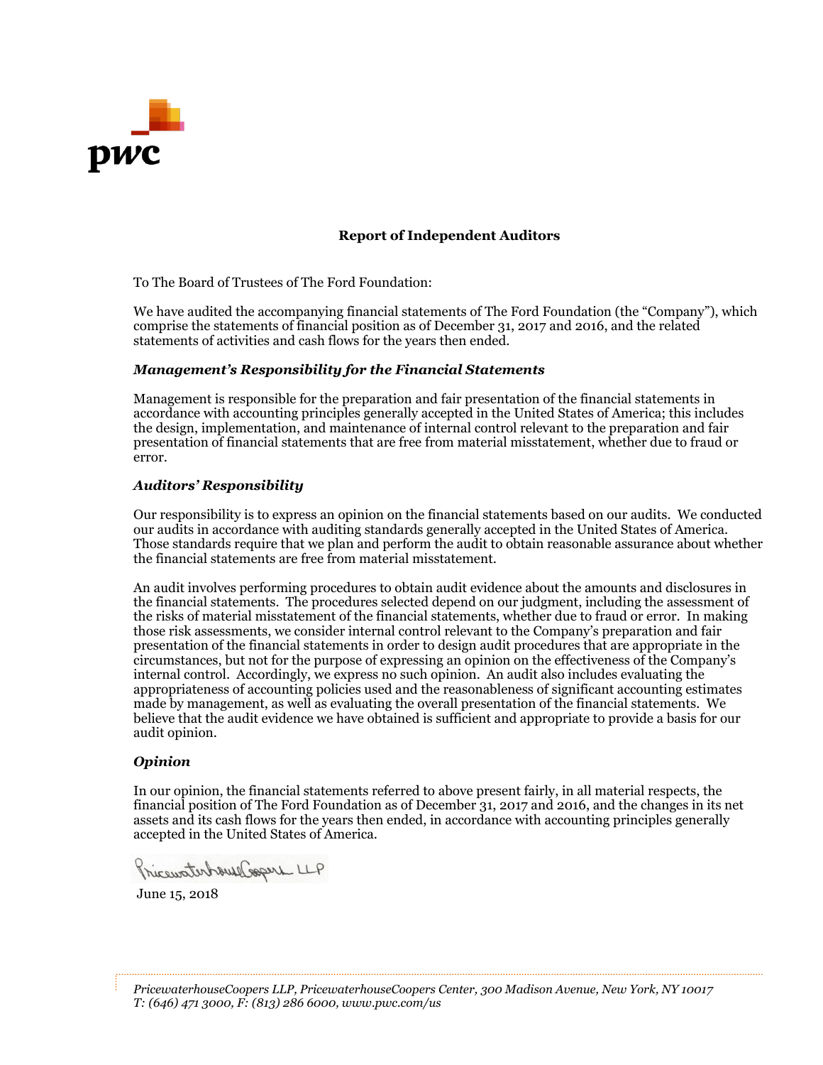# Report of Independent Auditors

To The Board of Trustees of The Ford Foundation:

We have audited the accompanying financial statements of The Ford Foundation (the "Company"), which comprise the statements of financial position as of December 31, 2017 and 2016, and the related statements of activities and cash flows for the years then ended.

### *Management's Responsibility for the Financial Statements*

Management is responsible for the preparation and fair presentation of the financial statements in accordance with accounting principles generally accepted in the United States of America; this includes the design, implementation, and maintenance of internal control relevant to the preparation and fair presentation of financial statements that are free from material misstatement, whether due to fraud or error.

### *Auditors' Responsibility*

Our responsibility is to express an opinion on the financial statements based on our audits. We conducted our audits in accordance with auditing standards generally accepted in the United States of America. Those standards require that we plan and perform the audit to obtain reasonable assurance about whether the financial statements are free from material misstatement.

An audit involves performing procedures to obtain audit evidence about the amounts and disclosures in the financial statements. The procedures selected depend on our judgment, including the assessment of the risks of material misstatement of the financial statements, whether due to fraud or error. In making those risk assessments, we consider internal control relevant to the Company's preparation and fair presentation of the financial statements in order to design audit procedures that are appropriate in the circumstances, but not for the purpose of expressing an opinion on the effectiveness of the Company's internal control. Accordingly, we express no such opinion. An audit also includes evaluating the appropriateness of accounting policies used and the reasonableness of significant accounting estimates made by management, as well as evaluating the overall presentation of the financial statements. We believe that the audit evidence we have obtained is sufficient and appropriate to provide a basis for our audit opinion.

### *Opinion*

In our opinion, the financial statements referred to above present fairly, in all material respects, the financial position of The Ford Foundation as of December 31, 2017 and 2016, and the changes in its net assets and its cash flows for the years then ended, in accordance with accounting principles generally accepted in the United States of America.

PricewaterhouseCoopers LLP

June 15, 2018

*PricewaterhouseCoopers LLP, PricewaterhouseCoopers Center, 300 Madison Avenue, New York, NY 10017*
*T: (646) 471 3000, F: (813) 286 6000, www.pwc.com/us*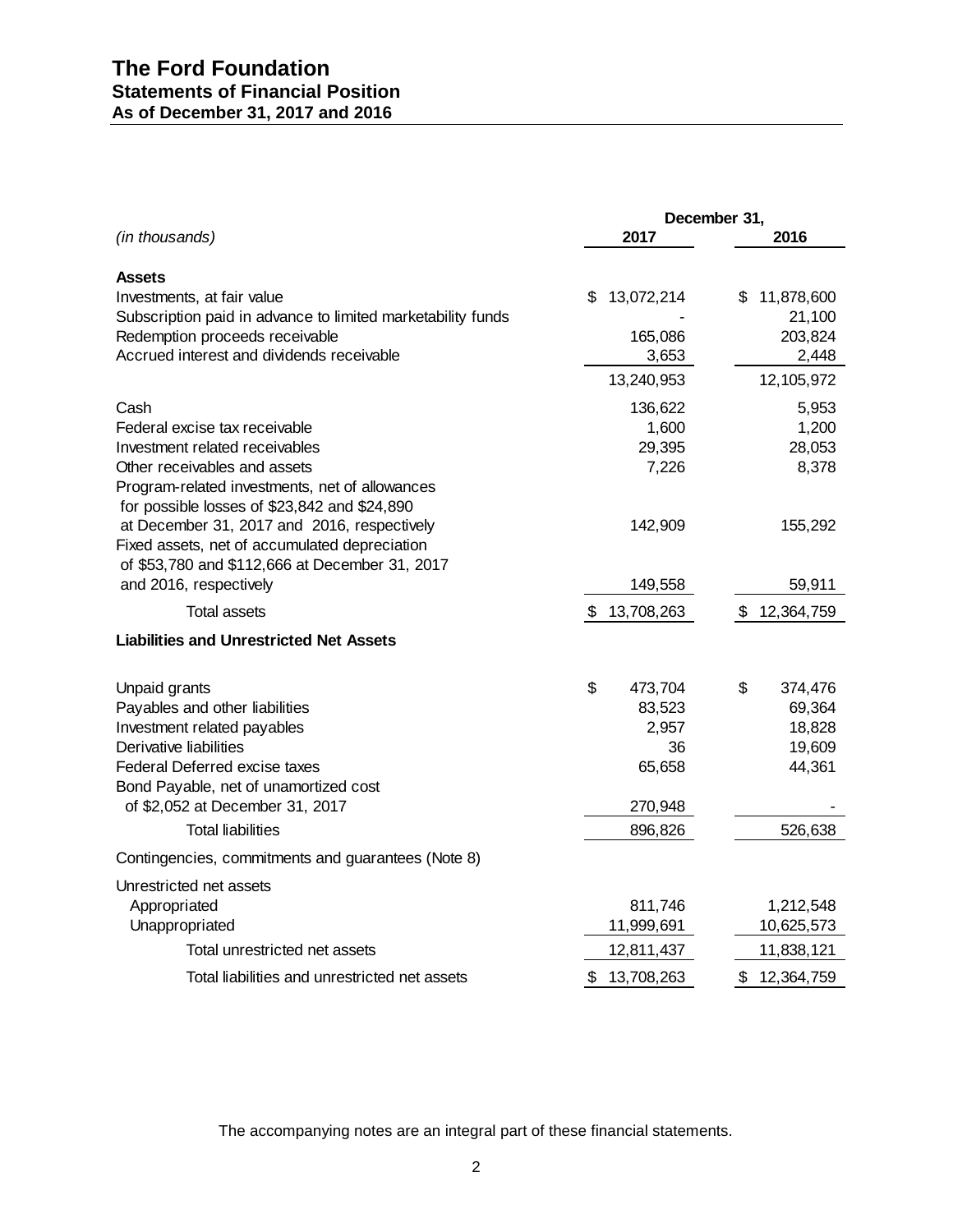# The Ford Foundation
## Statements of Financial Position
### As of December 31, 2017 and 2016

| *(in thousands)* | December 31, 2017 | December 31, 2016 |
|---|---|---|
| **Assets** | | |
| Investments, at fair value | $ 13,072,214 | $ 11,878,600 |
| Subscription paid in advance to limited marketability funds | - | 21,100 |
| Redemption proceeds receivable | 165,086 | 203,824 |
| Accrued interest and dividends receivable | 3,653 | 2,448 |
| | 13,240,953 | 12,105,972 |
| Cash | 136,622 | 5,953 |
| Federal excise tax receivable | 1,600 | 1,200 |
| Investment related receivables | 29,395 | 28,053 |
| Other receivables and assets | 7,226 | 8,378 |
| Program-related investments, net of allowances for possible losses of $23,842 and $24,890 at December 31, 2017 and 2016, respectively | 142,909 | 155,292 |
| Fixed assets, net of accumulated depreciation of $53,780 and $112,666 at December 31, 2017 and 2016, respectively | 149,558 | 59,911 |
| Total assets | $ 13,708,263 | $ 12,364,759 |
| **Liabilities and Unrestricted Net Assets** | | |
| Unpaid grants | $ 473,704 | $ 374,476 |
| Payables and other liabilities | 83,523 | 69,364 |
| Investment related payables | 2,957 | 18,828 |
| Derivative liabilities | 36 | 19,609 |
| Federal Deferred excise taxes | 65,658 | 44,361 |
| Bond Payable, net of unamortized cost of $2,052 at December 31, 2017 | 270,948 | - |
| Total liabilities | 896,826 | 526,638 |
| Contingencies, commitments and guarantees (Note 8) | | |
| Unrestricted net assets | | |
| Appropriated | 811,746 | 1,212,548 |
| Unappropriated | 11,999,691 | 10,625,573 |
| Total unrestricted net assets | 12,811,437 | 11,838,121 |
| Total liabilities and unrestricted net assets | $ 13,708,263 | $ 12,364,759 |

The accompanying notes are an integral part of these financial statements.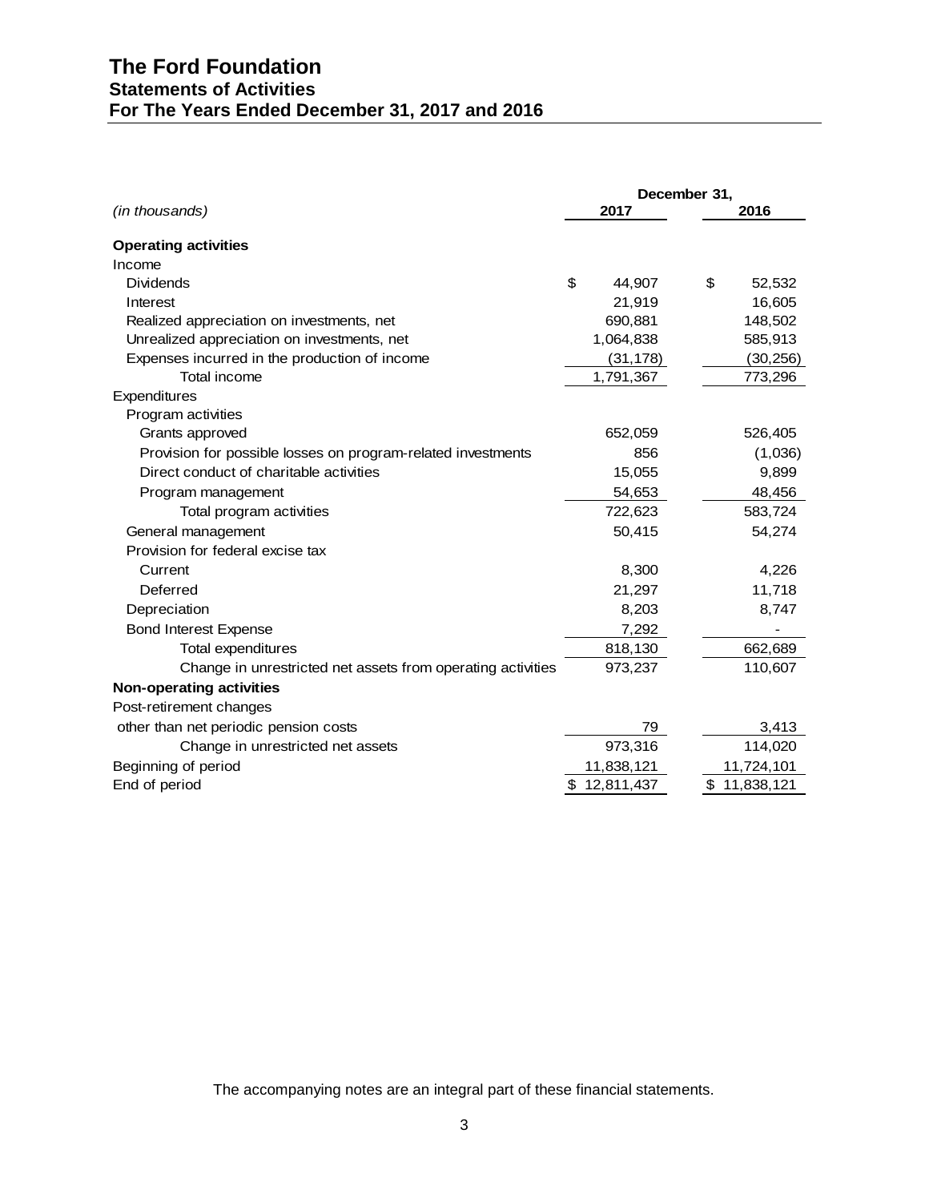# The Ford Foundation
## Statements of Activities
## For The Years Ended December 31, 2017 and 2016

| *(in thousands)* | December 31, 2017 | 2016 |
|---|---|---|
| **Operating activities** | | |
| Income | | |
| Dividends | $ 44,907 | $ 52,532 |
| Interest | 21,919 | 16,605 |
| Realized appreciation on investments, net | 690,881 | 148,502 |
| Unrealized appreciation on investments, net | 1,064,838 | 585,913 |
| Expenses incurred in the production of income | (31,178) | (30,256) |
| Total income | 1,791,367 | 773,296 |
| Expenditures | | |
| Program activities | | |
| Grants approved | 652,059 | 526,405 |
| Provision for possible losses on program-related investments | 856 | (1,036) |
| Direct conduct of charitable activities | 15,055 | 9,899 |
| Program management | 54,653 | 48,456 |
| Total program activities | 722,623 | 583,724 |
| General management | 50,415 | 54,274 |
| Provision for federal excise tax | | |
| Current | 8,300 | 4,226 |
| Deferred | 21,297 | 11,718 |
| Depreciation | 8,203 | 8,747 |
| Bond Interest Expense | 7,292 | - |
| Total expenditures | 818,130 | 662,689 |
| Change in unrestricted net assets from operating activities | 973,237 | 110,607 |
| **Non-operating activities** | | |
| Post-retirement changes other than net periodic pension costs | 79 | 3,413 |
| Change in unrestricted net assets | 973,316 | 114,020 |
| Beginning of period | 11,838,121 | 11,724,101 |
| End of period | $ 12,811,437 | $ 11,838,121 |

The accompanying notes are an integral part of these financial statements.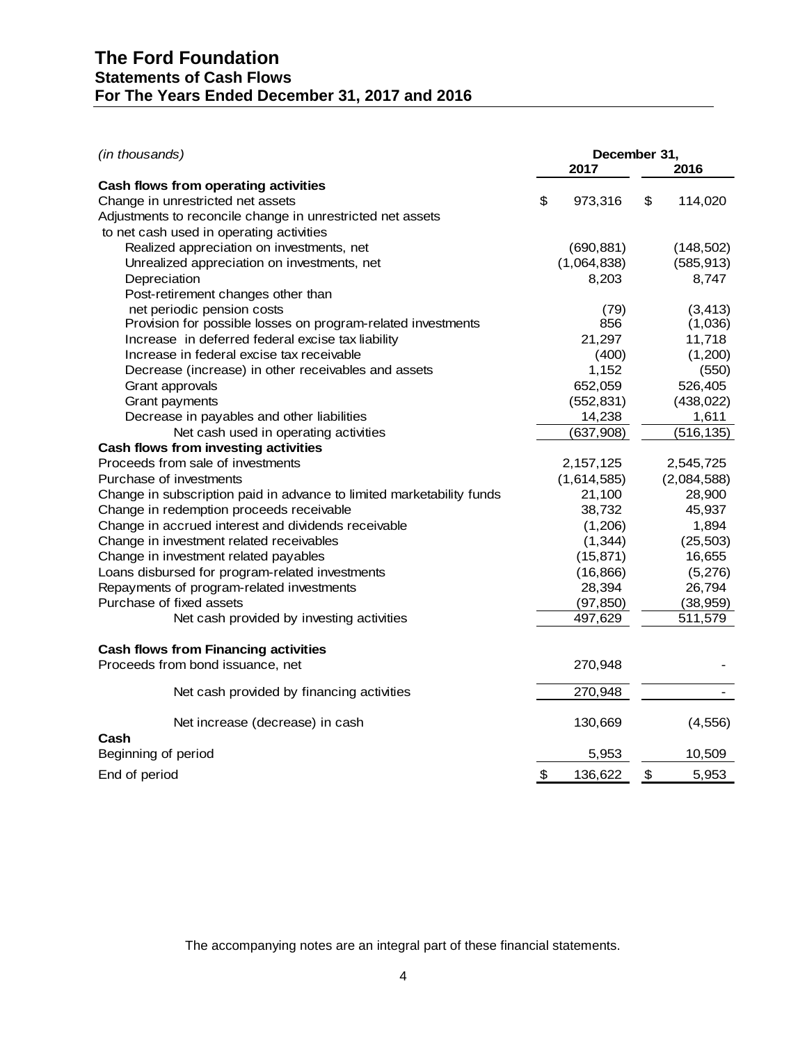# The Ford Foundation
## Statements of Cash Flows
## For The Years Ended December 31, 2017 and 2016

| *(in thousands)* | December 31, 2017 | December 31, 2016 |
|---|---|---|
| **Cash flows from operating activities** | | |
| Change in unrestricted net assets | $ 973,316 | $ 114,020 |
| Adjustments to reconcile change in unrestricted net assets to net cash used in operating activities | | |
| Realized appreciation on investments, net | (690,881) | (148,502) |
| Unrealized appreciation on investments, net | (1,064,838) | (585,913) |
| Depreciation | 8,203 | 8,747 |
| Post-retirement changes other than net periodic pension costs | (79) | (3,413) |
| Provision for possible losses on program-related investments | 856 | (1,036) |
| Increase in deferred federal excise tax liability | 21,297 | 11,718 |
| Increase in federal excise tax receivable | (400) | (1,200) |
| Decrease (increase) in other receivables and assets | 1,152 | (550) |
| Grant approvals | 652,059 | 526,405 |
| Grant payments | (552,831) | (438,022) |
| Decrease in payables and other liabilities | 14,238 | 1,611 |
| Net cash used in operating activities | (637,908) | (516,135) |
| **Cash flows from investing activities** | | |
| Proceeds from sale of investments | 2,157,125 | 2,545,725 |
| Purchase of investments | (1,614,585) | (2,084,588) |
| Change in subscription paid in advance to limited marketability funds | 21,100 | 28,900 |
| Change in redemption proceeds receivable | 38,732 | 45,937 |
| Change in accrued interest and dividends receivable | (1,206) | 1,894 |
| Change in investment related receivables | (1,344) | (25,503) |
| Change in investment related payables | (15,871) | 16,655 |
| Loans disbursed for program-related investments | (16,866) | (5,276) |
| Repayments of program-related investments | 28,394 | 26,794 |
| Purchase of fixed assets | (97,850) | (38,959) |
| Net cash provided by investing activities | 497,629 | 511,579 |
| **Cash flows from Financing activities** | | |
| Proceeds from bond issuance, net | 270,948 | - |
| Net cash provided by financing activities | 270,948 | - |
| Net increase (decrease) in cash | 130,669 | (4,556) |
| **Cash** | | |
| Beginning of period | 5,953 | 10,509 |
| End of period | $ 136,622 | $ 5,953 |

The accompanying notes are an integral part of these financial statements.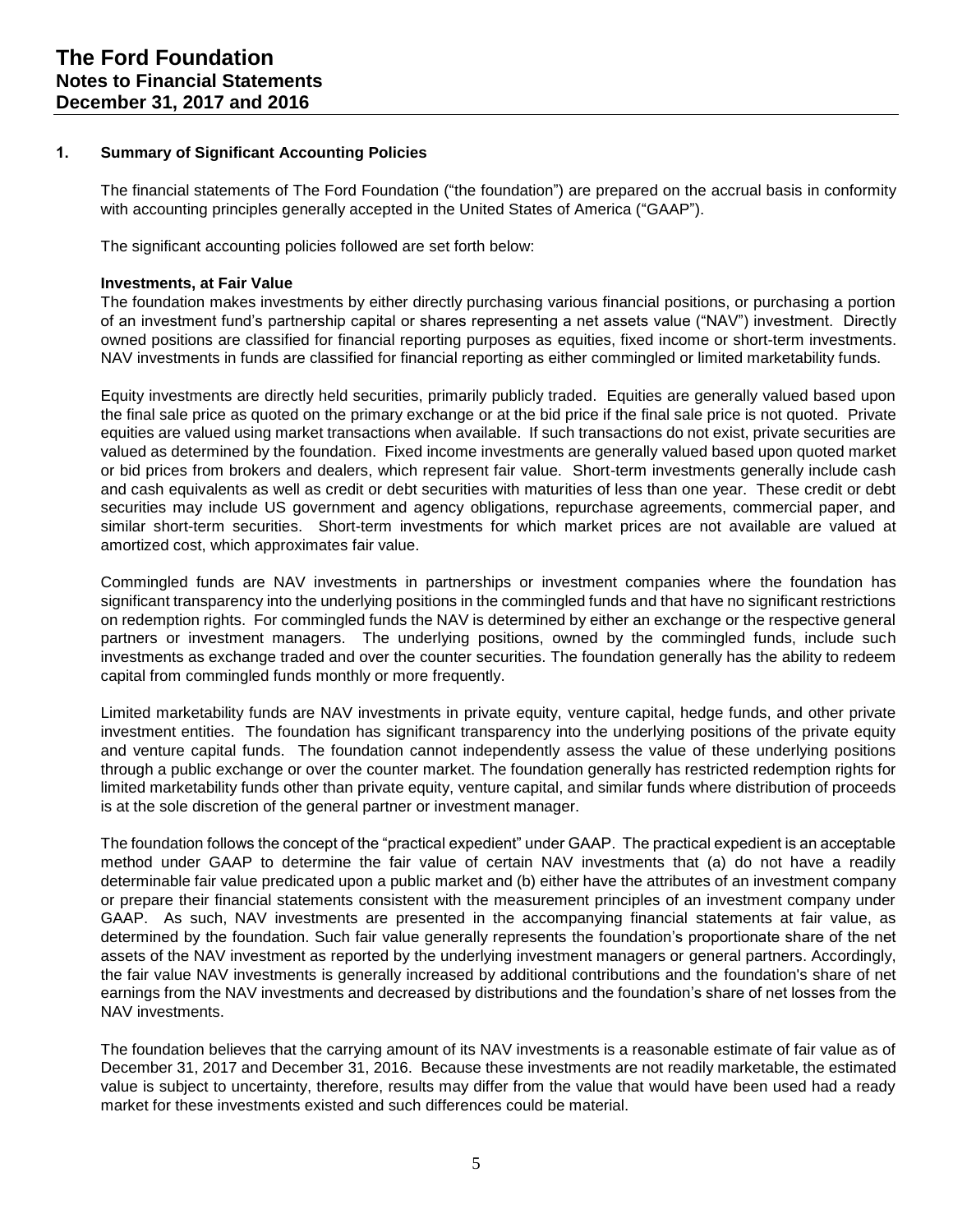# The Ford Foundation
## Notes to Financial Statements
## December 31, 2017 and 2016

### 1. Summary of Significant Accounting Policies

The financial statements of The Ford Foundation ("the foundation") are prepared on the accrual basis in conformity with accounting principles generally accepted in the United States of America ("GAAP").

The significant accounting policies followed are set forth below:

**Investments, at Fair Value**

The foundation makes investments by either directly purchasing various financial positions, or purchasing a portion of an investment fund's partnership capital or shares representing a net assets value ("NAV") investment. Directly owned positions are classified for financial reporting purposes as equities, fixed income or short-term investments. NAV investments in funds are classified for financial reporting as either commingled or limited marketability funds.

Equity investments are directly held securities, primarily publicly traded. Equities are generally valued based upon the final sale price as quoted on the primary exchange or at the bid price if the final sale price is not quoted. Private equities are valued using market transactions when available. If such transactions do not exist, private securities are valued as determined by the foundation. Fixed income investments are generally valued based upon quoted market or bid prices from brokers and dealers, which represent fair value. Short-term investments generally include cash and cash equivalents as well as credit or debt securities with maturities of less than one year. These credit or debt securities may include US government and agency obligations, repurchase agreements, commercial paper, and similar short-term securities. Short-term investments for which market prices are not available are valued at amortized cost, which approximates fair value.

Commingled funds are NAV investments in partnerships or investment companies where the foundation has significant transparency into the underlying positions in the commingled funds and that have no significant restrictions on redemption rights. For commingled funds the NAV is determined by either an exchange or the respective general partners or investment managers. The underlying positions, owned by the commingled funds, include such investments as exchange traded and over the counter securities. The foundation generally has the ability to redeem capital from commingled funds monthly or more frequently.

Limited marketability funds are NAV investments in private equity, venture capital, hedge funds, and other private investment entities. The foundation has significant transparency into the underlying positions of the private equity and venture capital funds. The foundation cannot independently assess the value of these underlying positions through a public exchange or over the counter market. The foundation generally has restricted redemption rights for limited marketability funds other than private equity, venture capital, and similar funds where distribution of proceeds is at the sole discretion of the general partner or investment manager.

The foundation follows the concept of the "practical expedient" under GAAP. The practical expedient is an acceptable method under GAAP to determine the fair value of certain NAV investments that (a) do not have a readily determinable fair value predicated upon a public market and (b) either have the attributes of an investment company or prepare their financial statements consistent with the measurement principles of an investment company under GAAP. As such, NAV investments are presented in the accompanying financial statements at fair value, as determined by the foundation. Such fair value generally represents the foundation's proportionate share of the net assets of the NAV investment as reported by the underlying investment managers or general partners. Accordingly, the fair value NAV investments is generally increased by additional contributions and the foundation's share of net earnings from the NAV investments and decreased by distributions and the foundation's share of net losses from the NAV investments.

The foundation believes that the carrying amount of its NAV investments is a reasonable estimate of fair value as of December 31, 2017 and December 31, 2016. Because these investments are not readily marketable, the estimated value is subject to uncertainty, therefore, results may differ from the value that would have been used had a ready market for these investments existed and such differences could be material.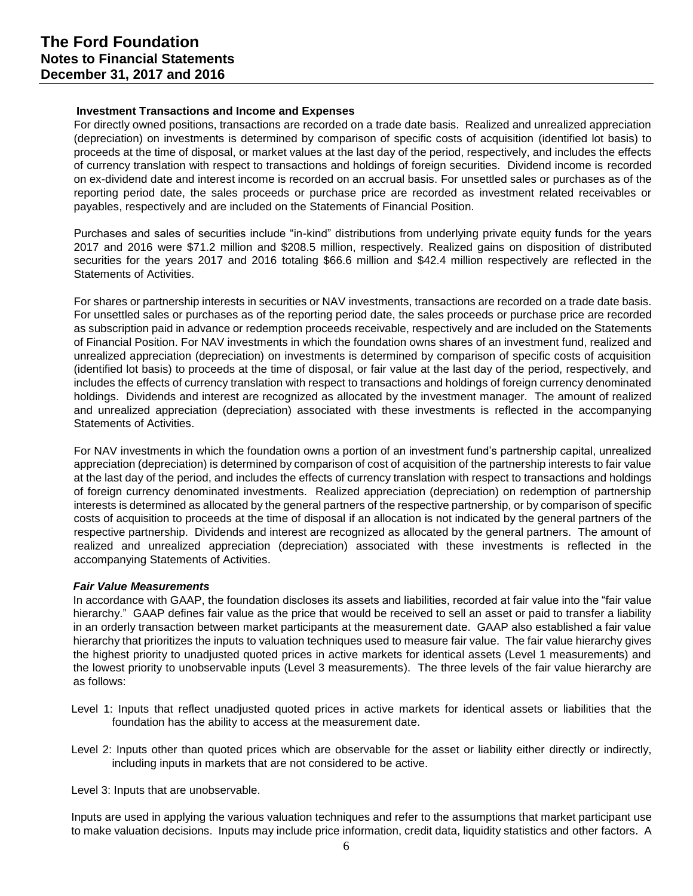**Investment Transactions and Income and Expenses**

For directly owned positions, transactions are recorded on a trade date basis. Realized and unrealized appreciation (depreciation) on investments is determined by comparison of specific costs of acquisition (identified lot basis) to proceeds at the time of disposal, or market values at the last day of the period, respectively, and includes the effects of currency translation with respect to transactions and holdings of foreign securities. Dividend income is recorded on ex-dividend date and interest income is recorded on an accrual basis. For unsettled sales or purchases as of the reporting period date, the sales proceeds or purchase price are recorded as investment related receivables or payables, respectively and are included on the Statements of Financial Position.

Purchases and sales of securities include "in-kind" distributions from underlying private equity funds for the years 2017 and 2016 were $71.2 million and $208.5 million, respectively. Realized gains on disposition of distributed securities for the years 2017 and 2016 totaling $66.6 million and $42.4 million respectively are reflected in the Statements of Activities.

For shares or partnership interests in securities or NAV investments, transactions are recorded on a trade date basis. For unsettled sales or purchases as of the reporting period date, the sales proceeds or purchase price are recorded as subscription paid in advance or redemption proceeds receivable, respectively and are included on the Statements of Financial Position. For NAV investments in which the foundation owns shares of an investment fund, realized and unrealized appreciation (depreciation) on investments is determined by comparison of specific costs of acquisition (identified lot basis) to proceeds at the time of disposal, or fair value at the last day of the period, respectively, and includes the effects of currency translation with respect to transactions and holdings of foreign currency denominated holdings. Dividends and interest are recognized as allocated by the investment manager. The amount of realized and unrealized appreciation (depreciation) associated with these investments is reflected in the accompanying Statements of Activities.

For NAV investments in which the foundation owns a portion of an investment fund's partnership capital, unrealized appreciation (depreciation) is determined by comparison of cost of acquisition of the partnership interests to fair value at the last day of the period, and includes the effects of currency translation with respect to transactions and holdings of foreign currency denominated investments. Realized appreciation (depreciation) on redemption of partnership interests is determined as allocated by the general partners of the respective partnership, or by comparison of specific costs of acquisition to proceeds at the time of disposal if an allocation is not indicated by the general partners of the respective partnership. Dividends and interest are recognized as allocated by the general partners. The amount of realized and unrealized appreciation (depreciation) associated with these investments is reflected in the accompanying Statements of Activities.

***Fair Value Measurements***

In accordance with GAAP, the foundation discloses its assets and liabilities, recorded at fair value into the "fair value hierarchy." GAAP defines fair value as the price that would be received to sell an asset or paid to transfer a liability in an orderly transaction between market participants at the measurement date. GAAP also established a fair value hierarchy that prioritizes the inputs to valuation techniques used to measure fair value. The fair value hierarchy gives the highest priority to unadjusted quoted prices in active markets for identical assets (Level 1 measurements) and the lowest priority to unobservable inputs (Level 3 measurements). The three levels of the fair value hierarchy are as follows:

Level 1: Inputs that reflect unadjusted quoted prices in active markets for identical assets or liabilities that the foundation has the ability to access at the measurement date.

Level 2: Inputs other than quoted prices which are observable for the asset or liability either directly or indirectly, including inputs in markets that are not considered to be active.

Level 3: Inputs that are unobservable.

Inputs are used in applying the various valuation techniques and refer to the assumptions that market participant use to make valuation decisions. Inputs may include price information, credit data, liquidity statistics and other factors. A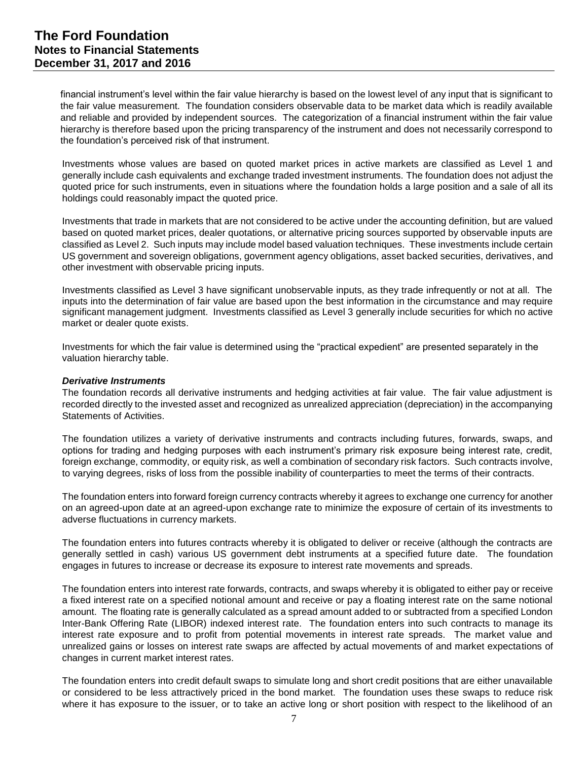financial instrument's level within the fair value hierarchy is based on the lowest level of any input that is significant to the fair value measurement. The foundation considers observable data to be market data which is readily available and reliable and provided by independent sources. The categorization of a financial instrument within the fair value hierarchy is therefore based upon the pricing transparency of the instrument and does not necessarily correspond to the foundation's perceived risk of that instrument.

Investments whose values are based on quoted market prices in active markets are classified as Level 1 and generally include cash equivalents and exchange traded investment instruments. The foundation does not adjust the quoted price for such instruments, even in situations where the foundation holds a large position and a sale of all its holdings could reasonably impact the quoted price.

Investments that trade in markets that are not considered to be active under the accounting definition, but are valued based on quoted market prices, dealer quotations, or alternative pricing sources supported by observable inputs are classified as Level 2. Such inputs may include model based valuation techniques. These investments include certain US government and sovereign obligations, government agency obligations, asset backed securities, derivatives, and other investment with observable pricing inputs.

Investments classified as Level 3 have significant unobservable inputs, as they trade infrequently or not at all. The inputs into the determination of fair value are based upon the best information in the circumstance and may require significant management judgment. Investments classified as Level 3 generally include securities for which no active market or dealer quote exists.

Investments for which the fair value is determined using the "practical expedient" are presented separately in the valuation hierarchy table.

***Derivative Instruments***

The foundation records all derivative instruments and hedging activities at fair value. The fair value adjustment is recorded directly to the invested asset and recognized as unrealized appreciation (depreciation) in the accompanying Statements of Activities.

The foundation utilizes a variety of derivative instruments and contracts including futures, forwards, swaps, and options for trading and hedging purposes with each instrument's primary risk exposure being interest rate, credit, foreign exchange, commodity, or equity risk, as well a combination of secondary risk factors. Such contracts involve, to varying degrees, risks of loss from the possible inability of counterparties to meet the terms of their contracts.

The foundation enters into forward foreign currency contracts whereby it agrees to exchange one currency for another on an agreed-upon date at an agreed-upon exchange rate to minimize the exposure of certain of its investments to adverse fluctuations in currency markets.

The foundation enters into futures contracts whereby it is obligated to deliver or receive (although the contracts are generally settled in cash) various US government debt instruments at a specified future date. The foundation engages in futures to increase or decrease its exposure to interest rate movements and spreads.

The foundation enters into interest rate forwards, contracts, and swaps whereby it is obligated to either pay or receive a fixed interest rate on a specified notional amount and receive or pay a floating interest rate on the same notional amount. The floating rate is generally calculated as a spread amount added to or subtracted from a specified London Inter-Bank Offering Rate (LIBOR) indexed interest rate. The foundation enters into such contracts to manage its interest rate exposure and to profit from potential movements in interest rate spreads. The market value and unrealized gains or losses on interest rate swaps are affected by actual movements of and market expectations of changes in current market interest rates.

The foundation enters into credit default swaps to simulate long and short credit positions that are either unavailable or considered to be less attractively priced in the bond market. The foundation uses these swaps to reduce risk where it has exposure to the issuer, or to take an active long or short position with respect to the likelihood of an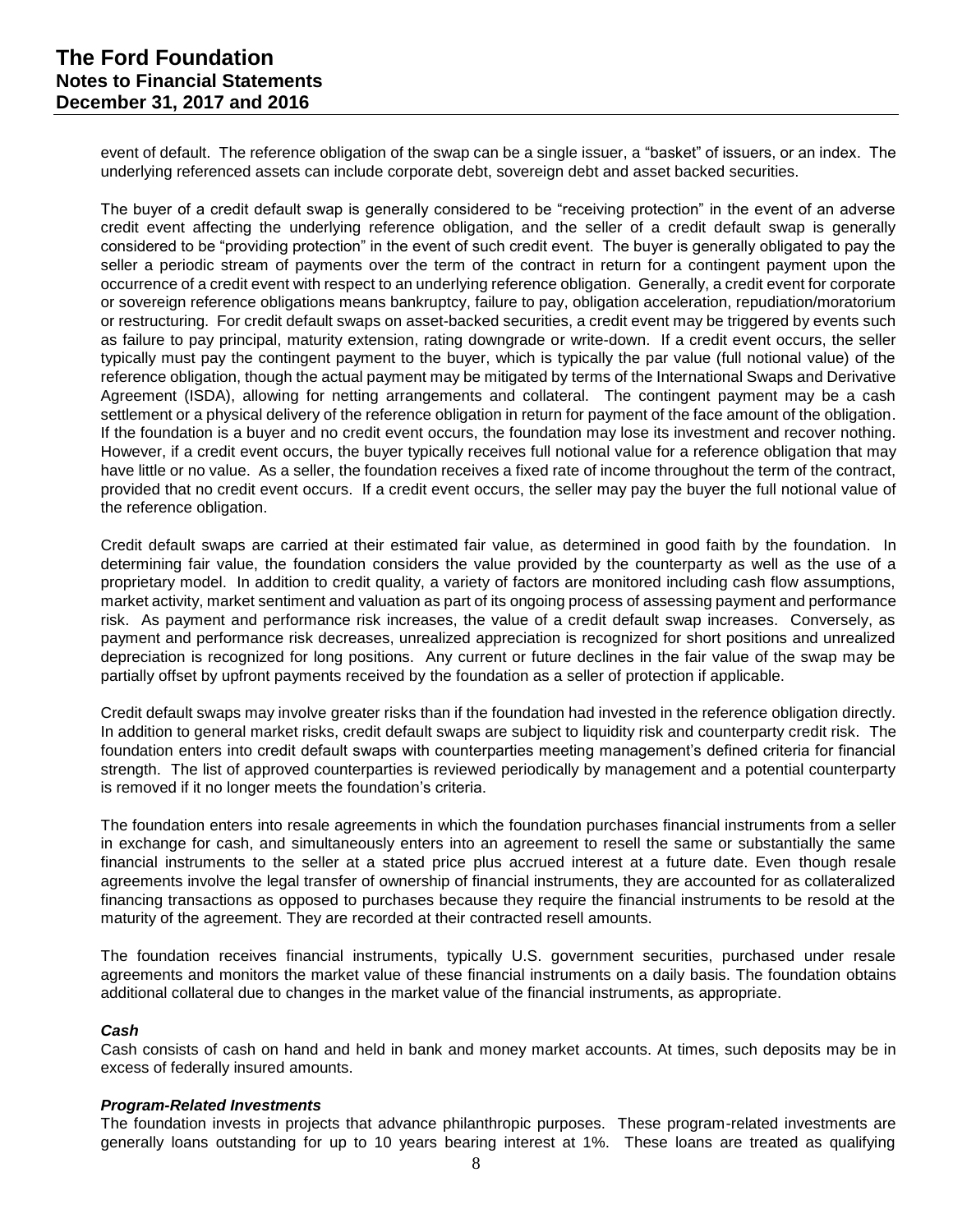event of default. The reference obligation of the swap can be a single issuer, a "basket" of issuers, or an index. The underlying referenced assets can include corporate debt, sovereign debt and asset backed securities.

The buyer of a credit default swap is generally considered to be "receiving protection" in the event of an adverse credit event affecting the underlying reference obligation, and the seller of a credit default swap is generally considered to be "providing protection" in the event of such credit event. The buyer is generally obligated to pay the seller a periodic stream of payments over the term of the contract in return for a contingent payment upon the occurrence of a credit event with respect to an underlying reference obligation. Generally, a credit event for corporate or sovereign reference obligations means bankruptcy, failure to pay, obligation acceleration, repudiation/moratorium or restructuring. For credit default swaps on asset-backed securities, a credit event may be triggered by events such as failure to pay principal, maturity extension, rating downgrade or write-down. If a credit event occurs, the seller typically must pay the contingent payment to the buyer, which is typically the par value (full notional value) of the reference obligation, though the actual payment may be mitigated by terms of the International Swaps and Derivative Agreement (ISDA), allowing for netting arrangements and collateral. The contingent payment may be a cash settlement or a physical delivery of the reference obligation in return for payment of the face amount of the obligation. If the foundation is a buyer and no credit event occurs, the foundation may lose its investment and recover nothing. However, if a credit event occurs, the buyer typically receives full notional value for a reference obligation that may have little or no value. As a seller, the foundation receives a fixed rate of income throughout the term of the contract, provided that no credit event occurs. If a credit event occurs, the seller may pay the buyer the full notional value of the reference obligation.

Credit default swaps are carried at their estimated fair value, as determined in good faith by the foundation. In determining fair value, the foundation considers the value provided by the counterparty as well as the use of a proprietary model. In addition to credit quality, a variety of factors are monitored including cash flow assumptions, market activity, market sentiment and valuation as part of its ongoing process of assessing payment and performance risk. As payment and performance risk increases, the value of a credit default swap increases. Conversely, as payment and performance risk decreases, unrealized appreciation is recognized for short positions and unrealized depreciation is recognized for long positions. Any current or future declines in the fair value of the swap may be partially offset by upfront payments received by the foundation as a seller of protection if applicable.

Credit default swaps may involve greater risks than if the foundation had invested in the reference obligation directly. In addition to general market risks, credit default swaps are subject to liquidity risk and counterparty credit risk. The foundation enters into credit default swaps with counterparties meeting management's defined criteria for financial strength. The list of approved counterparties is reviewed periodically by management and a potential counterparty is removed if it no longer meets the foundation's criteria.

The foundation enters into resale agreements in which the foundation purchases financial instruments from a seller in exchange for cash, and simultaneously enters into an agreement to resell the same or substantially the same financial instruments to the seller at a stated price plus accrued interest at a future date. Even though resale agreements involve the legal transfer of ownership of financial instruments, they are accounted for as collateralized financing transactions as opposed to purchases because they require the financial instruments to be resold at the maturity of the agreement. They are recorded at their contracted resell amounts.

The foundation receives financial instruments, typically U.S. government securities, purchased under resale agreements and monitors the market value of these financial instruments on a daily basis. The foundation obtains additional collateral due to changes in the market value of the financial instruments, as appropriate.

***Cash***

Cash consists of cash on hand and held in bank and money market accounts. At times, such deposits may be in excess of federally insured amounts.

***Program-Related Investments***

The foundation invests in projects that advance philanthropic purposes. These program-related investments are generally loans outstanding for up to 10 years bearing interest at 1%. These loans are treated as qualifying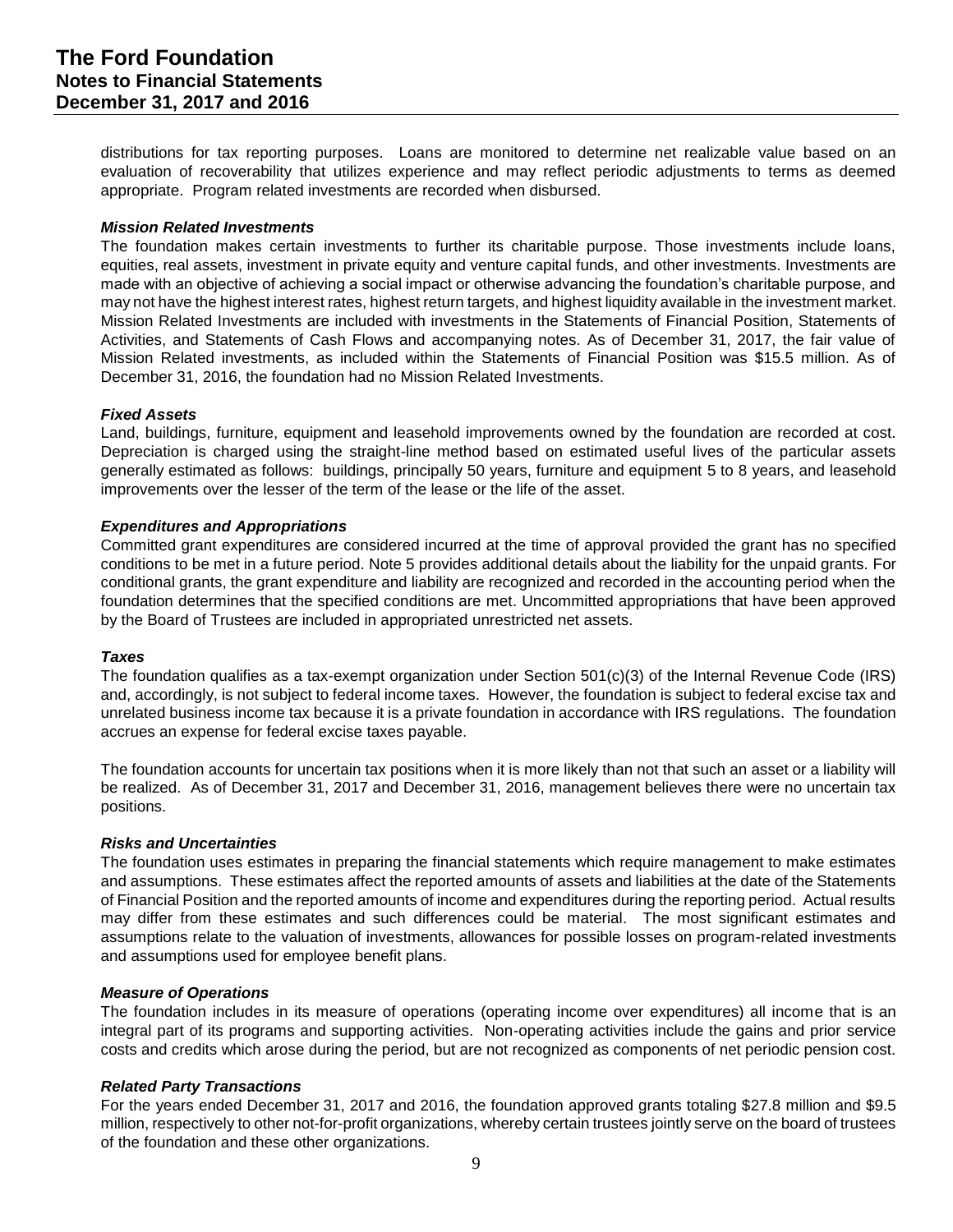distributions for tax reporting purposes. Loans are monitored to determine net realizable value based on an evaluation of recoverability that utilizes experience and may reflect periodic adjustments to terms as deemed appropriate. Program related investments are recorded when disbursed.

***Mission Related Investments***

The foundation makes certain investments to further its charitable purpose. Those investments include loans, equities, real assets, investment in private equity and venture capital funds, and other investments. Investments are made with an objective of achieving a social impact or otherwise advancing the foundation's charitable purpose, and may not have the highest interest rates, highest return targets, and highest liquidity available in the investment market. Mission Related Investments are included with investments in the Statements of Financial Position, Statements of Activities, and Statements of Cash Flows and accompanying notes. As of December 31, 2017, the fair value of Mission Related investments, as included within the Statements of Financial Position was $15.5 million. As of December 31, 2016, the foundation had no Mission Related Investments.

***Fixed Assets***

Land, buildings, furniture, equipment and leasehold improvements owned by the foundation are recorded at cost. Depreciation is charged using the straight-line method based on estimated useful lives of the particular assets generally estimated as follows: buildings, principally 50 years, furniture and equipment 5 to 8 years, and leasehold improvements over the lesser of the term of the lease or the life of the asset.

***Expenditures and Appropriations***

Committed grant expenditures are considered incurred at the time of approval provided the grant has no specified conditions to be met in a future period. Note 5 provides additional details about the liability for the unpaid grants. For conditional grants, the grant expenditure and liability are recognized and recorded in the accounting period when the foundation determines that the specified conditions are met. Uncommitted appropriations that have been approved by the Board of Trustees are included in appropriated unrestricted net assets.

***Taxes***

The foundation qualifies as a tax-exempt organization under Section 501(c)(3) of the Internal Revenue Code (IRS) and, accordingly, is not subject to federal income taxes. However, the foundation is subject to federal excise tax and unrelated business income tax because it is a private foundation in accordance with IRS regulations. The foundation accrues an expense for federal excise taxes payable.

The foundation accounts for uncertain tax positions when it is more likely than not that such an asset or a liability will be realized. As of December 31, 2017 and December 31, 2016, management believes there were no uncertain tax positions.

***Risks and Uncertainties***

The foundation uses estimates in preparing the financial statements which require management to make estimates and assumptions. These estimates affect the reported amounts of assets and liabilities at the date of the Statements of Financial Position and the reported amounts of income and expenditures during the reporting period. Actual results may differ from these estimates and such differences could be material. The most significant estimates and assumptions relate to the valuation of investments, allowances for possible losses on program-related investments and assumptions used for employee benefit plans.

***Measure of Operations***

The foundation includes in its measure of operations (operating income over expenditures) all income that is an integral part of its programs and supporting activities. Non-operating activities include the gains and prior service costs and credits which arose during the period, but are not recognized as components of net periodic pension cost.

***Related Party Transactions***

For the years ended December 31, 2017 and 2016, the foundation approved grants totaling $27.8 million and $9.5 million, respectively to other not-for-profit organizations, whereby certain trustees jointly serve on the board of trustees of the foundation and these other organizations.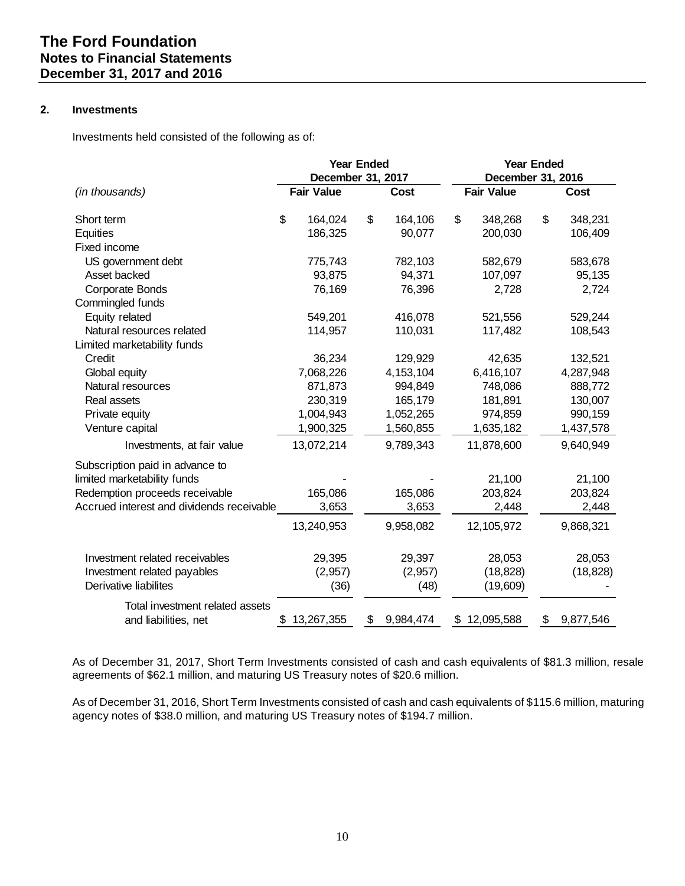## 2. Investments

Investments held consisted of the following as of:

| (in thousands) | Year Ended December 31, 2017 | | Year Ended December 31, 2016 | |
|---|---|---|---|---|
| | Fair Value | Cost | Fair Value | Cost |
| Short term | $ 164,024 | $ 164,106 | $ 348,268 | $ 348,231 |
| Equities | 186,325 | 90,077 | 200,030 | 106,409 |
| Fixed income | | | | |
| US government debt | 775,743 | 782,103 | 582,679 | 583,678 |
| Asset backed | 93,875 | 94,371 | 107,097 | 95,135 |
| Corporate Bonds | 76,169 | 76,396 | 2,728 | 2,724 |
| Commingled funds | | | | |
| Equity related | 549,201 | 416,078 | 521,556 | 529,244 |
| Natural resources related | 114,957 | 110,031 | 117,482 | 108,543 |
| Limited marketability funds | | | | |
| Credit | 36,234 | 129,929 | 42,635 | 132,521 |
| Global equity | 7,068,226 | 4,153,104 | 6,416,107 | 4,287,948 |
| Natural resources | 871,873 | 994,849 | 748,086 | 888,772 |
| Real assets | 230,319 | 165,179 | 181,891 | 130,007 |
| Private equity | 1,004,943 | 1,052,265 | 974,859 | 990,159 |
| Venture capital | 1,900,325 | 1,560,855 | 1,635,182 | 1,437,578 |
| Investments, at fair value | 13,072,214 | 9,789,343 | 11,878,600 | 9,640,949 |
| Subscription paid in advance to limited marketability funds | - | - | 21,100 | 21,100 |
| Redemption proceeds receivable | 165,086 | 165,086 | 203,824 | 203,824 |
| Accrued interest and dividends receivable | 3,653 | 3,653 | 2,448 | 2,448 |
| | 13,240,953 | 9,958,082 | 12,105,972 | 9,868,321 |
| Investment related receivables | 29,395 | 29,397 | 28,053 | 28,053 |
| Investment related payables | (2,957) | (2,957) | (18,828) | (18,828) |
| Derivative liabilites | (36) | (48) | (19,609) | - |
| Total investment related assets and liabilities, net | $ 13,267,355 | $ 9,984,474 | $ 12,095,588 | $ 9,877,546 |

As of December 31, 2017, Short Term Investments consisted of cash and cash equivalents of $81.3 million, resale agreements of $62.1 million, and maturing US Treasury notes of $20.6 million.

As of December 31, 2016, Short Term Investments consisted of cash and cash equivalents of $115.6 million, maturing agency notes of $38.0 million, and maturing US Treasury notes of $194.7 million.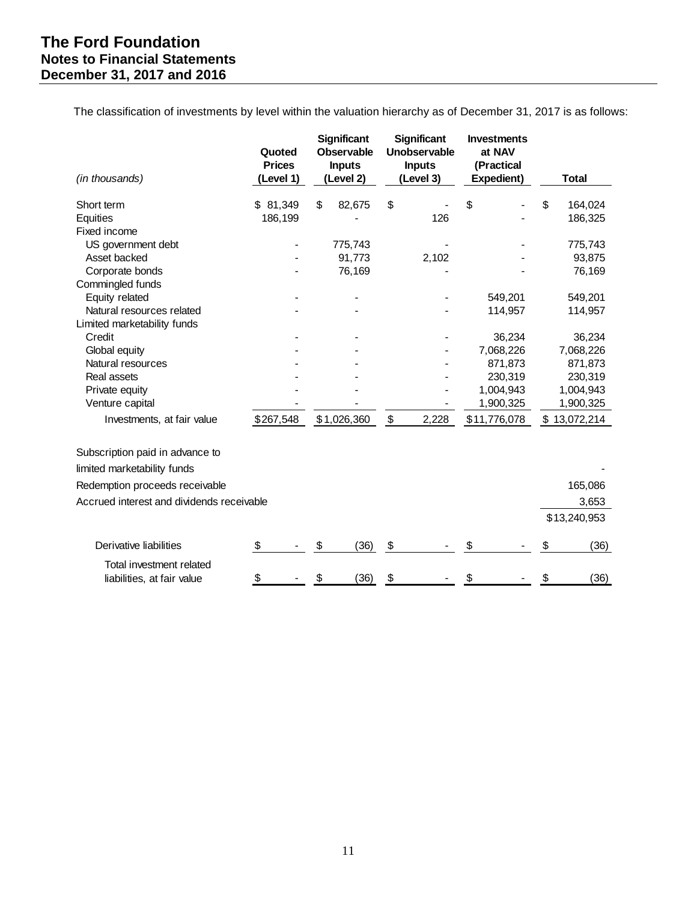The classification of investments by level within the valuation hierarchy as of December 31, 2017 is as follows:

| *(in thousands)* | Quoted Prices (Level 1) | Significant Observable Inputs (Level 2) | Significant Unobservable Inputs (Level 3) | Investments at NAV (Practical Expedient) | Total |
|---|---|---|---|---|---|
| Short term | $ 81,349 | $ 82,675 | $ - | $ - | $ 164,024 |
| Equities | 186,199 | - | 126 | - | 186,325 |
| Fixed income | | | | | |
| US government debt | - | 775,743 | - | - | 775,743 |
| Asset backed | - | 91,773 | 2,102 | - | 93,875 |
| Corporate bonds | - | 76,169 | - | - | 76,169 |
| Commingled funds | | | | | |
| Equity related | - | - | - | 549,201 | 549,201 |
| Natural resources related | - | - | - | 114,957 | 114,957 |
| Limited marketability funds | | | | | |
| Credit | - | - | - | 36,234 | 36,234 |
| Global equity | - | - | - | 7,068,226 | 7,068,226 |
| Natural resources | - | - | - | 871,873 | 871,873 |
| Real assets | - | - | - | 230,319 | 230,319 |
| Private equity | - | - | - | 1,004,943 | 1,004,943 |
| Venture capital | - | - | - | 1,900,325 | 1,900,325 |
| Investments, at fair value | $267,548 | $1,026,360 | $ 2,228 | $11,776,078 | $ 13,072,214 |
| Subscription paid in advance to limited marketability funds | | | | | - |
| Redemption proceeds receivable | | | | | 165,086 |
| Accrued interest and dividends receivable | | | | | 3,653 |
| | | | | | $13,240,953 |
| Derivative liabilities | $ - | $ (36) | $ - | $ - | $ (36) |
| Total investment related liabilities, at fair value | $ - | $ (36) | $ - | $ - | $ (36) |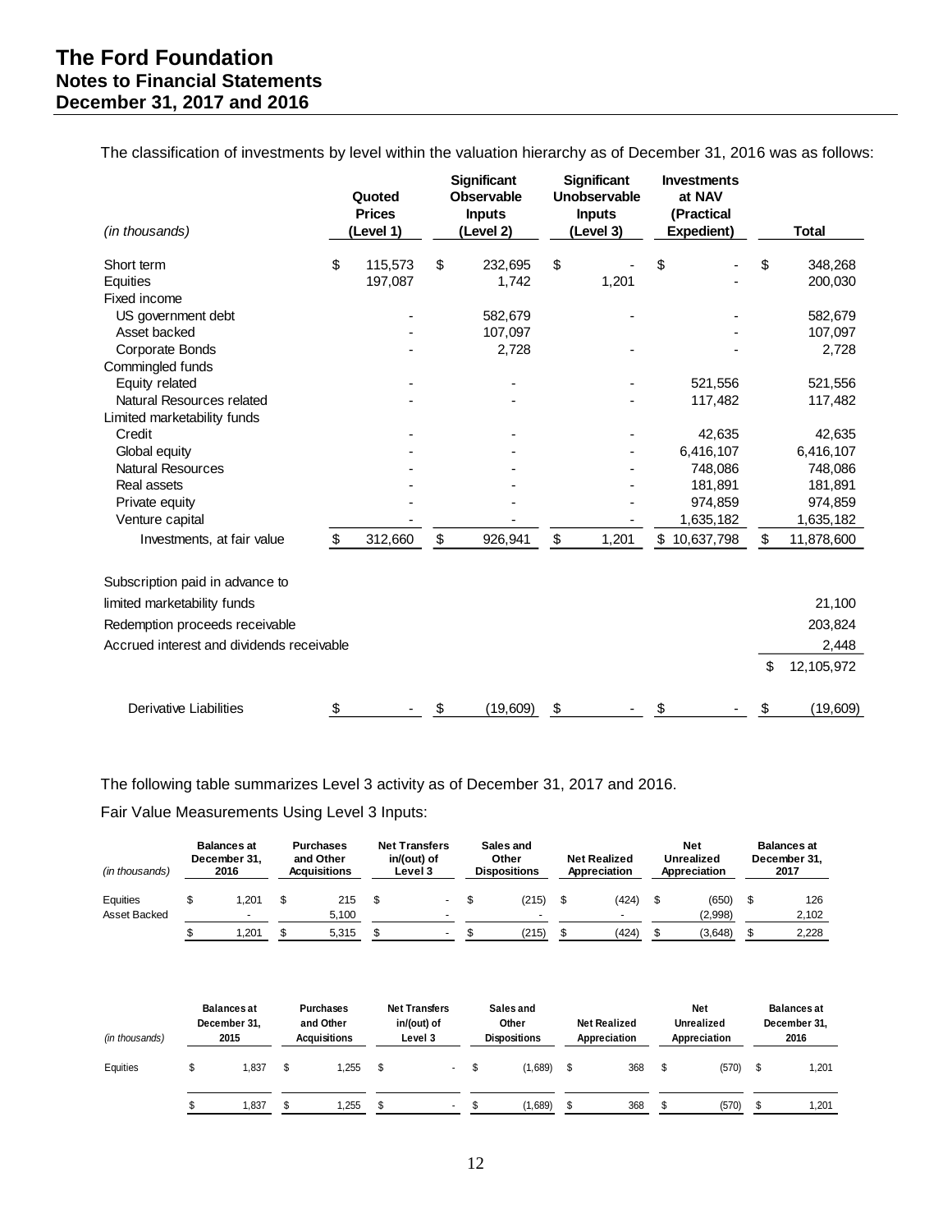The classification of investments by level within the valuation hierarchy as of December 31, 2016 was as follows:

| (in thousands) | Quoted Prices (Level 1) | Significant Observable Inputs (Level 2) | Significant Unobservable Inputs (Level 3) | Investments at NAV (Practical Expedient) | Total |
|---|---|---|---|---|---|
| Short term | $ 115,573 | $ 232,695 | $ - | $ - | $ 348,268 |
| Equities | 197,087 | 1,742 | 1,201 | - | 200,030 |
| Fixed income | | | | | |
| US government debt | - | 582,679 | - | - | 582,679 |
| Asset backed | - | 107,097 | | - | 107,097 |
| Corporate Bonds | - | 2,728 | - | - | 2,728 |
| Commingled funds | | | | | |
| Equity related | - | - | - | 521,556 | 521,556 |
| Natural Resources related | - | - | - | 117,482 | 117,482 |
| Limited marketability funds | | | | | |
| Credit | - | - | - | 42,635 | 42,635 |
| Global equity | - | - | - | 6,416,107 | 6,416,107 |
| Natural Resources | - | - | - | 748,086 | 748,086 |
| Real assets | - | - | - | 181,891 | 181,891 |
| Private equity | - | - | - | 974,859 | 974,859 |
| Venture capital | - | - | - | 1,635,182 | 1,635,182 |
| Investments, at fair value | $ 312,660 | $ 926,941 | $ 1,201 | $ 10,637,798 | $ 11,878,600 |
| Subscription paid in advance to limited marketability funds | | | | | 21,100 |
| Redemption proceeds receivable | | | | | 203,824 |
| Accrued interest and dividends receivable | | | | | 2,448 |
| | | | | | $ 12,105,972 |
| Derivative Liabilities | $ - | $ (19,609) | $ - | $ - | $ (19,609) |

The following table summarizes Level 3 activity as of December 31, 2017 and 2016.

Fair Value Measurements Using Level 3 Inputs:

| (in thousands) | Balances at December 31, 2016 | Purchases and Other Acquisitions | Net Transfers in/(out) of Level 3 | Sales and Other Dispositions | Net Realized Appreciation | Net Unrealized Appreciation | Balances at December 31, 2017 |
|---|---|---|---|---|---|---|---|
| Equities | $ 1,201 | $ 215 | $ - | $ (215) | $ (424) | $ (650) | $ 126 |
| Asset Backed | - | 5,100 | - | - | - | (2,998) | 2,102 |
| | $ 1,201 | $ 5,315 | $ - | $ (215) | $ (424) | $ (3,648) | $ 2,228 |

| (in thousands) | Balances at December 31, 2015 | Purchases and Other Acquisitions | Net Transfers in/(out) of Level 3 | Sales and Other Dispositions | Net Realized Appreciation | Net Unrealized Appreciation | Balances at December 31, 2016 |
|---|---|---|---|---|---|---|---|
| Equities | $ 1,837 | $ 1,255 | $ - | $ (1,689) | $ 368 | $ (570) | $ 1,201 |
| | $ 1,837 | $ 1,255 | $ - | $ (1,689) | $ 368 | $ (570) | $ 1,201 |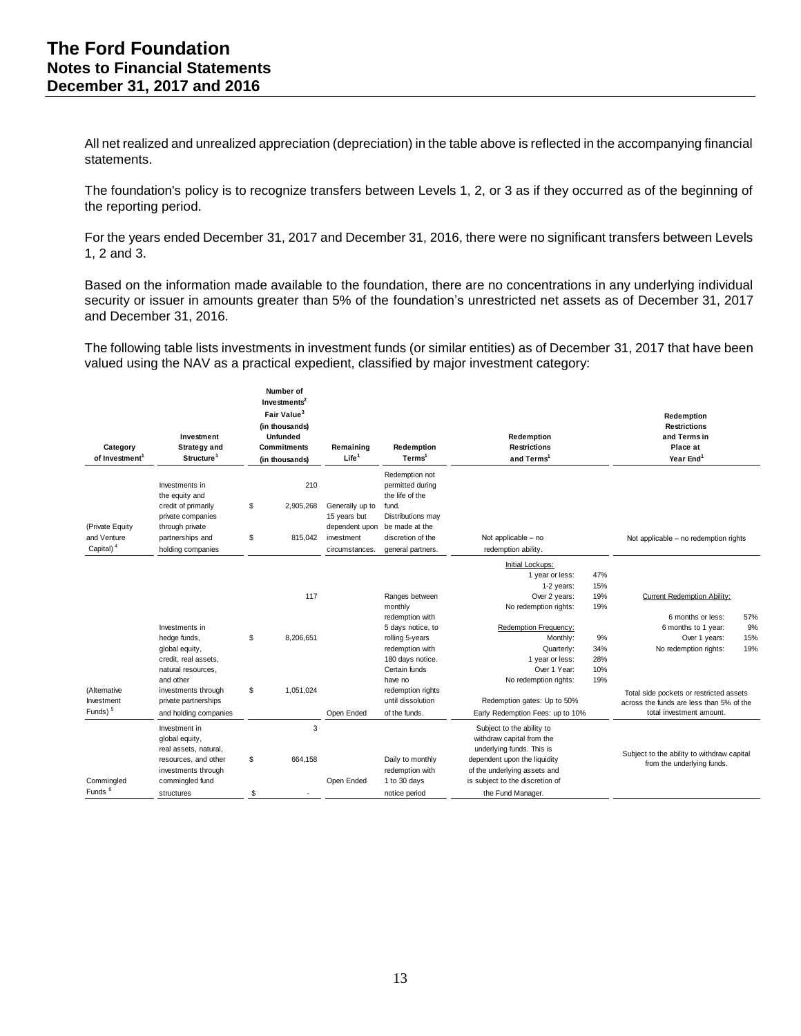All net realized and unrealized appreciation (depreciation) in the table above is reflected in the accompanying financial statements.

The foundation's policy is to recognize transfers between Levels 1, 2, or 3 as if they occurred as of the beginning of the reporting period.

For the years ended December 31, 2017 and December 31, 2016, there were no significant transfers between Levels 1, 2 and 3.

Based on the information made available to the foundation, there are no concentrations in any underlying individual security or issuer in amounts greater than 5% of the foundation's unrestricted net assets as of December 31, 2017 and December 31, 2016.

The following table lists investments in investment funds (or similar entities) as of December 31, 2017 that have been valued using the NAV as a practical expedient, classified by major investment category:

| Category of Investment[1] | Investment Strategy and Structure[1] | Number of Investments[2] / Fair Value[3] (in thousands) / Unfunded Commitments (in thousands) | Remaining Life[1] | Redemption Terms[1] | Redemption Restrictions and Terms[1] | Redemption Restrictions and Terms in Place at Year End[1] |
|---|---|---|---|---|---|---|
| (Private Equity and Venture Capital)[4] | Investments in the equity and credit of primarily private companies through private partnerships and holding companies | 210<br>$ 2,905,268<br>$ 815,042 | Generally up to 15 years but dependent upon investment circumstances. | Redemption not permitted during the life of the fund. Distributions may be made at the discretion of the general partners. | Not applicable – no redemption ability. | Not applicable – no redemption rights |
| (Alternative Investment Funds)[5] | Investments in hedge funds, global equity, credit, real assets, natural resources, and other investments through private partnerships and holding companies | 117<br>$ 8,206,651<br>$ 1,051,024 | Open Ended | Ranges between monthly redemption with 5 days notice, to rolling 5-years redemption with 180 days notice. Certain funds have no redemption rights until dissolution of the funds. | Initial Lockups:<br>1 year or less: 47%<br>1-2 years: 15%<br>Over 2 years: 19%<br>No redemption rights: 19%<br><br>Redemption Frequency:<br>Monthly: 9%<br>Quarterly: 34%<br>1 year or less: 28%<br>Over 1 Year: 10%<br>No redemption rights: 19%<br><br>Redemption gates: Up to 50%<br>Early Redemption Fees: up to 10% | Current Redemption Ability:<br>6 months or less: 57%<br>6 months to 1 year: 9%<br>Over 1 years: 15%<br>No redemption rights: 19%<br><br>Total side pockets or restricted assets across the funds are less than 5% of the total investment amount. |
| Commingled Funds[6] | Investment in global equity, real assets, natural, resources, and other investments through commingled fund structures | 3<br>$ 664,158<br>$ - | Open Ended | Daily to monthly redemption with 1 to 30 days notice period | Subject to the ability to withdraw capital from the underlying funds. This is dependent upon the liquidity of the underlying assets and is subject to the discretion of the Fund Manager. | Subject to the ability to withdraw capital from the underlying funds. |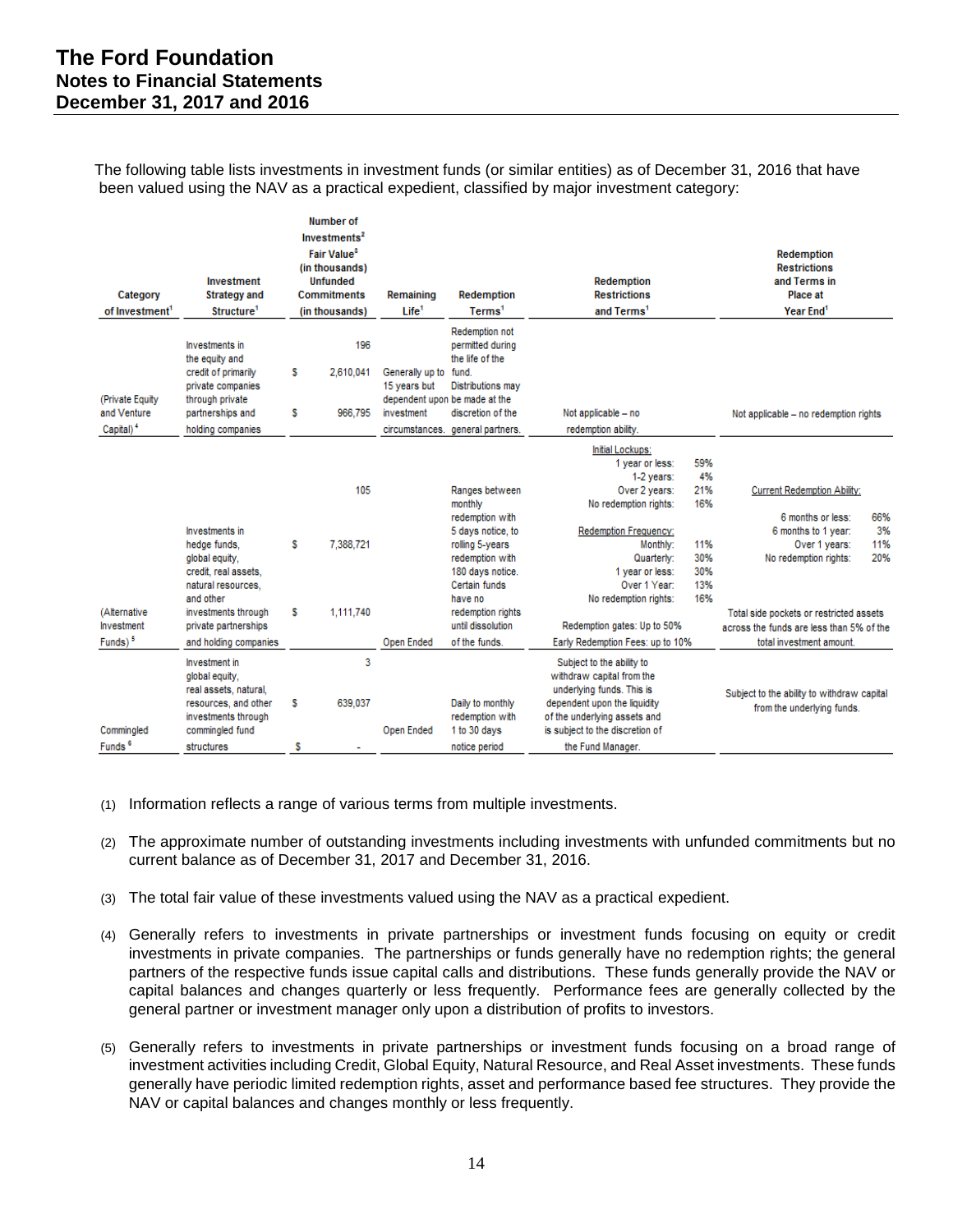The following table lists investments in investment funds (or similar entities) as of December 31, 2016 that have been valued using the NAV as a practical expedient, classified by major investment category:

| Category of Investment[1] | Investment Strategy and Structure[1] | Number of Investments[2] / Fair Value[3] (in thousands) / Unfunded Commitments (in thousands) | Remaining Life[1] | Redemption Terms[1] | Redemption Restrictions and Terms[1] | Redemption Restrictions and Terms in Place at Year End[1] |
|---|---|---|---|---|---|---|
| (Private Equity and Venture Capital)[4] | Investments in the equity and credit of primarily private companies through private partnerships and holding companies | 196<br>$ 2,610,041<br>$ 966,795 | Generally up to 15 years but dependent upon investment circumstances. | Redemption not permitted during the life of the fund. Distributions may be made at the discretion of the general partners. | Not applicable – no redemption ability. | Not applicable – no redemption rights |
| (Alternative Investment Funds)[5] | Investments in hedge funds, global equity, credit, real assets, natural resources, and other investments through private partnerships and holding companies | 105<br>$ 7,388,721<br>$ 1,111,740 | Open Ended | Ranges between monthly redemption with 5 days notice, to rolling 5-years redemption with 180 days notice. Certain funds have no redemption rights until dissolution of the funds. | Initial Lockups:<br>1 year or less: 59%<br>1-2 years: 4%<br>Over 2 years: 21%<br>No redemption rights: 16%<br><br>Redemption Frequency:<br>Monthly: 11%<br>Quarterly: 30%<br>1 year or less: 30%<br>Over 1 Year: 13%<br>No redemption rights: 16%<br><br>Redemption gates: Up to 50%<br>Early Redemption Fees: up to 10% | Current Redemption Ability:<br>6 months or less: 66%<br>6 months to 1 year: 3%<br>Over 1 years: 11%<br>No redemption rights: 20%<br><br>Total side pockets or restricted assets across the funds are less than 5% of the total investment amount. |
| Commingled Funds[6] | Investment in global equity, real assets, natural, resources, and other investments through commingled fund structures | 3<br>$ 639,037<br>$ - | Open Ended | Daily to monthly redemption with 1 to 30 days notice period | Subject to the ability to withdraw capital from the underlying funds. This is dependent upon the liquidity of the underlying assets and is subject to the discretion of the Fund Manager. | Subject to the ability to withdraw capital from the underlying funds. |

(1) Information reflects a range of various terms from multiple investments.

(2) The approximate number of outstanding investments including investments with unfunded commitments but no current balance as of December 31, 2017 and December 31, 2016.

(3) The total fair value of these investments valued using the NAV as a practical expedient.

(4) Generally refers to investments in private partnerships or investment funds focusing on equity or credit investments in private companies. The partnerships or funds generally have no redemption rights; the general partners of the respective funds issue capital calls and distributions. These funds generally provide the NAV or capital balances and changes quarterly or less frequently. Performance fees are generally collected by the general partner or investment manager only upon a distribution of profits to investors.

(5) Generally refers to investments in private partnerships or investment funds focusing on a broad range of investment activities including Credit, Global Equity, Natural Resource, and Real Asset investments. These funds generally have periodic limited redemption rights, asset and performance based fee structures. They provide the NAV or capital balances and changes monthly or less frequently.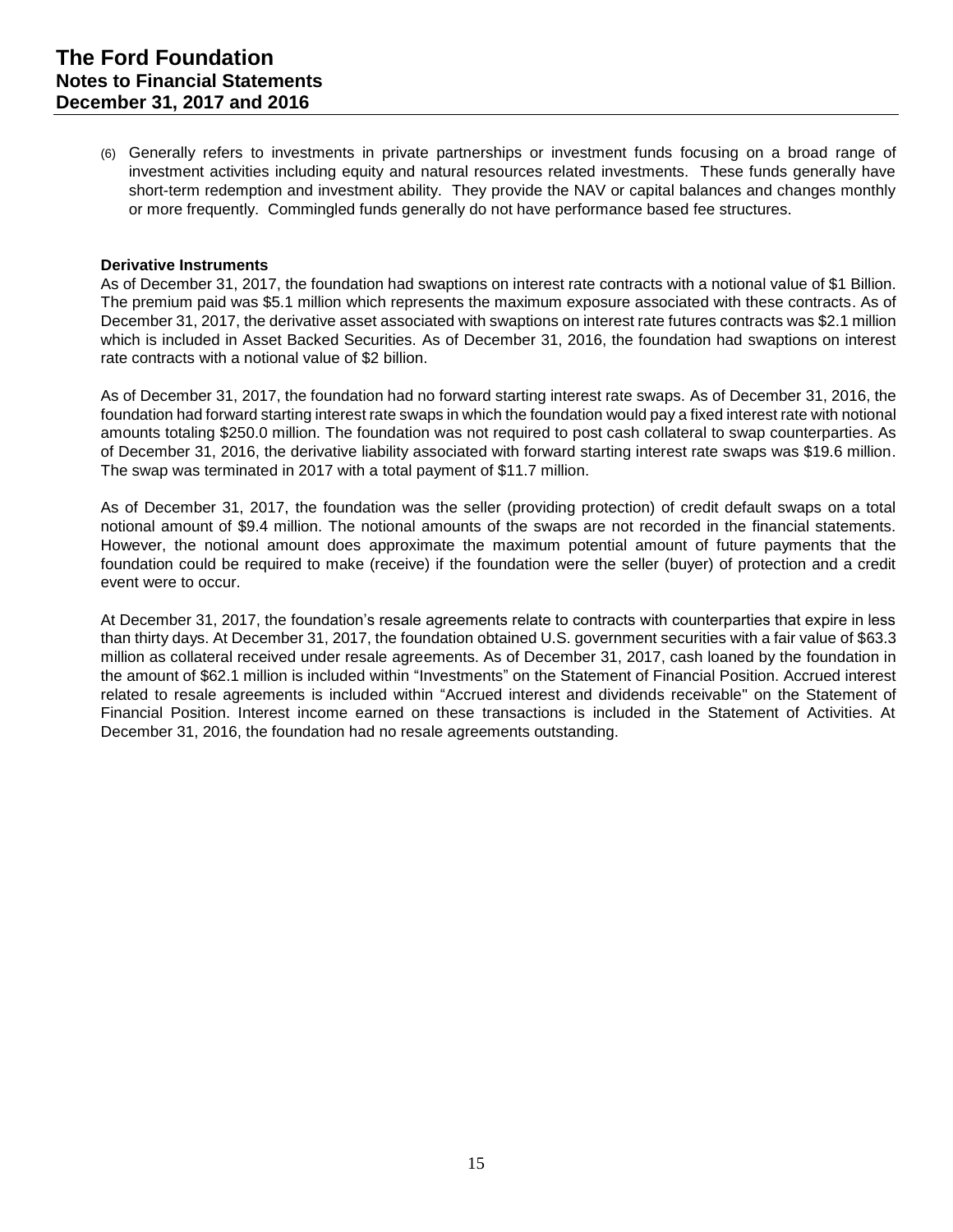(6) Generally refers to investments in private partnerships or investment funds focusing on a broad range of investment activities including equity and natural resources related investments. These funds generally have short-term redemption and investment ability. They provide the NAV or capital balances and changes monthly or more frequently. Commingled funds generally do not have performance based fee structures.

**Derivative Instruments**

As of December 31, 2017, the foundation had swaptions on interest rate contracts with a notional value of $1 Billion. The premium paid was $5.1 million which represents the maximum exposure associated with these contracts. As of December 31, 2017, the derivative asset associated with swaptions on interest rate futures contracts was $2.1 million which is included in Asset Backed Securities. As of December 31, 2016, the foundation had swaptions on interest rate contracts with a notional value of $2 billion.

As of December 31, 2017, the foundation had no forward starting interest rate swaps. As of December 31, 2016, the foundation had forward starting interest rate swaps in which the foundation would pay a fixed interest rate with notional amounts totaling $250.0 million. The foundation was not required to post cash collateral to swap counterparties. As of December 31, 2016, the derivative liability associated with forward starting interest rate swaps was $19.6 million. The swap was terminated in 2017 with a total payment of $11.7 million.

As of December 31, 2017, the foundation was the seller (providing protection) of credit default swaps on a total notional amount of $9.4 million. The notional amounts of the swaps are not recorded in the financial statements. However, the notional amount does approximate the maximum potential amount of future payments that the foundation could be required to make (receive) if the foundation were the seller (buyer) of protection and a credit event were to occur.

At December 31, 2017, the foundation's resale agreements relate to contracts with counterparties that expire in less than thirty days. At December 31, 2017, the foundation obtained U.S. government securities with a fair value of $63.3 million as collateral received under resale agreements. As of December 31, 2017, cash loaned by the foundation in the amount of $62.1 million is included within "Investments" on the Statement of Financial Position. Accrued interest related to resale agreements is included within "Accrued interest and dividends receivable" on the Statement of Financial Position. Interest income earned on these transactions is included in the Statement of Activities. At December 31, 2016, the foundation had no resale agreements outstanding.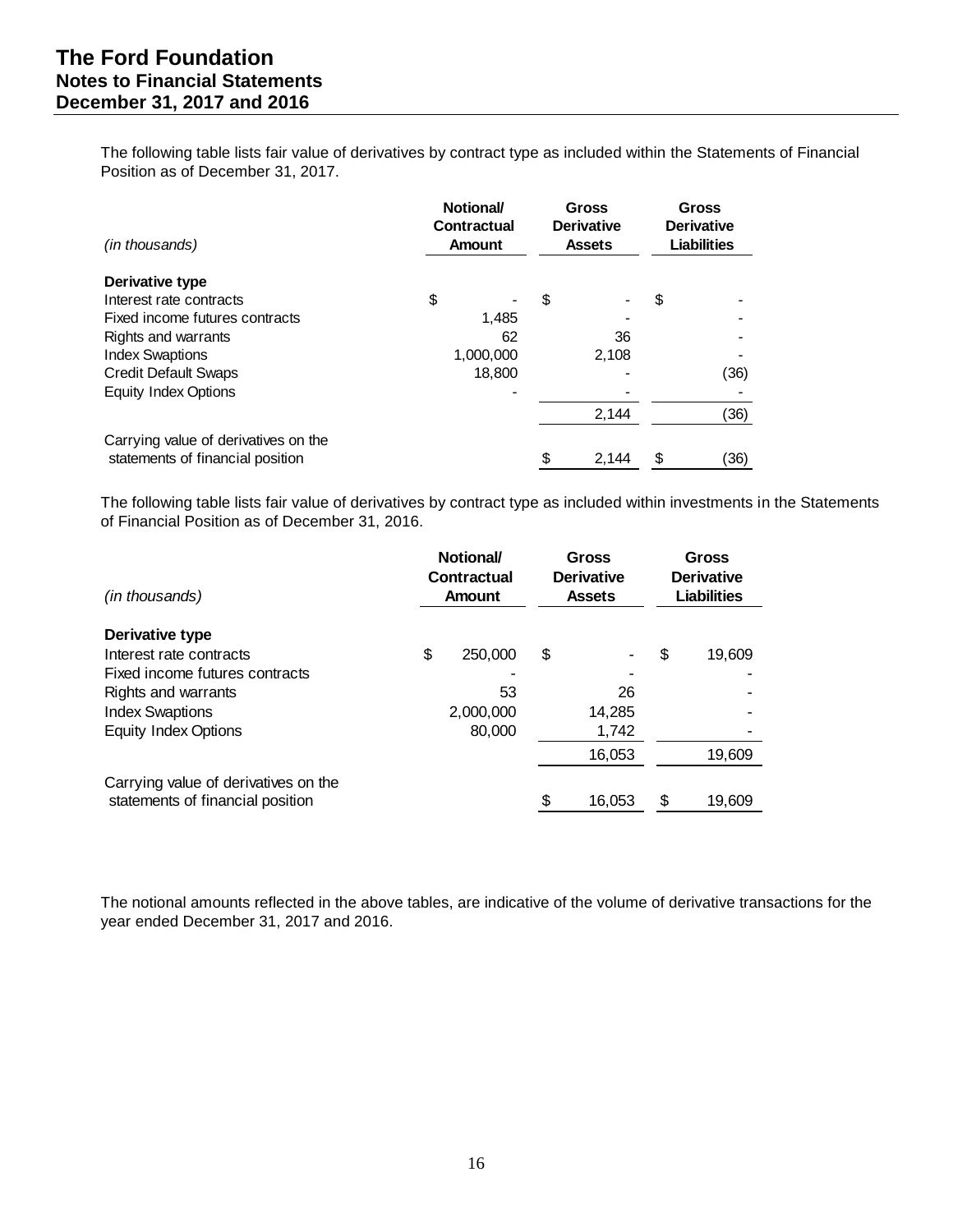The following table lists fair value of derivatives by contract type as included within the Statements of Financial Position as of December 31, 2017.

| *(in thousands)* | Notional/ Contractual Amount | Gross Derivative Assets | Gross Derivative Liabilities |
|---|---|---|---|
| **Derivative type** | | | |
| Interest rate contracts | $ - | $ - | $ - |
| Fixed income futures contracts | 1,485 | - | - |
| Rights and warrants | 62 | 36 | - |
| Index Swaptions | 1,000,000 | 2,108 | - |
| Credit Default Swaps | 18,800 | - | (36) |
| Equity Index Options | - | - | - |
| | | 2,144 | (36) |
| Carrying value of derivatives on the statements of financial position | | $ 2,144 | $ (36) |

The following table lists fair value of derivatives by contract type as included within investments in the Statements of Financial Position as of December 31, 2016.

| *(in thousands)* | Notional/ Contractual Amount | Gross Derivative Assets | Gross Derivative Liabilities |
|---|---|---|---|
| **Derivative type** | | | |
| Interest rate contracts | $ 250,000 | $ - | $ 19,609 |
| Fixed income futures contracts | - | - | - |
| Rights and warrants | 53 | 26 | - |
| Index Swaptions | 2,000,000 | 14,285 | - |
| Equity Index Options | 80,000 | 1,742 | - |
| | | 16,053 | 19,609 |
| Carrying value of derivatives on the statements of financial position | | $ 16,053 | $ 19,609 |

The notional amounts reflected in the above tables, are indicative of the volume of derivative transactions for the year ended December 31, 2017 and 2016.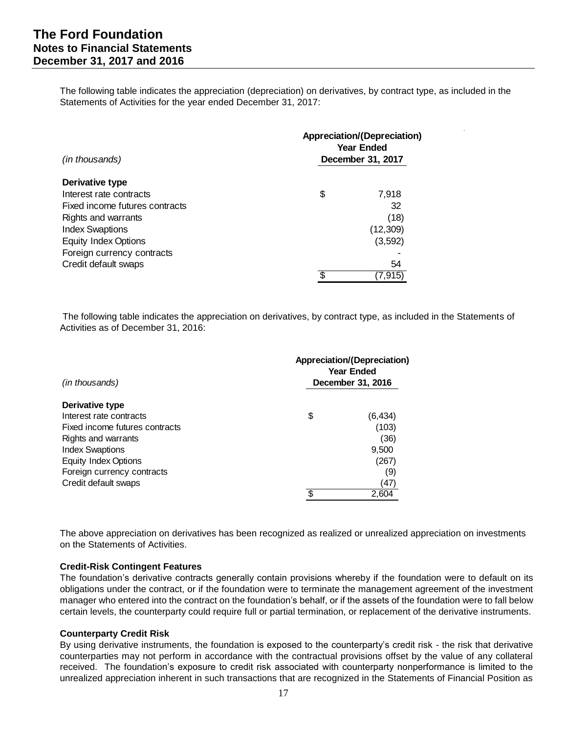The following table indicates the appreciation (depreciation) on derivatives, by contract type, as included in the Statements of Activities for the year ended December 31, 2017:

| *(in thousands)* | Appreciation/(Depreciation) Year Ended December 31, 2017 |
|---|---|
| **Derivative type** | |
| Interest rate contracts | $ 7,918 |
| Fixed income futures contracts | 32 |
| Rights and warrants | (18) |
| Index Swaptions | (12,309) |
| Equity Index Options | (3,592) |
| Foreign currency contracts | - |
| Credit default swaps | 54 |
| | $ (7,915) |

The following table indicates the appreciation on derivatives, by contract type, as included in the Statements of Activities as of December 31, 2016:

| *(in thousands)* | Appreciation/(Depreciation) Year Ended December 31, 2016 |
|---|---|
| **Derivative type** | |
| Interest rate contracts | $ (6,434) |
| Fixed income futures contracts | (103) |
| Rights and warrants | (36) |
| Index Swaptions | 9,500 |
| Equity Index Options | (267) |
| Foreign currency contracts | (9) |
| Credit default swaps | (47) |
| | $ 2,604 |

The above appreciation on derivatives has been recognized as realized or unrealized appreciation on investments on the Statements of Activities.

**Credit-Risk Contingent Features**

The foundation's derivative contracts generally contain provisions whereby if the foundation were to default on its obligations under the contract, or if the foundation were to terminate the management agreement of the investment manager who entered into the contract on the foundation's behalf, or if the assets of the foundation were to fall below certain levels, the counterparty could require full or partial termination, or replacement of the derivative instruments.

**Counterparty Credit Risk**

By using derivative instruments, the foundation is exposed to the counterparty's credit risk - the risk that derivative counterparties may not perform in accordance with the contractual provisions offset by the value of any collateral received. The foundation's exposure to credit risk associated with counterparty nonperformance is limited to the unrealized appreciation inherent in such transactions that are recognized in the Statements of Financial Position as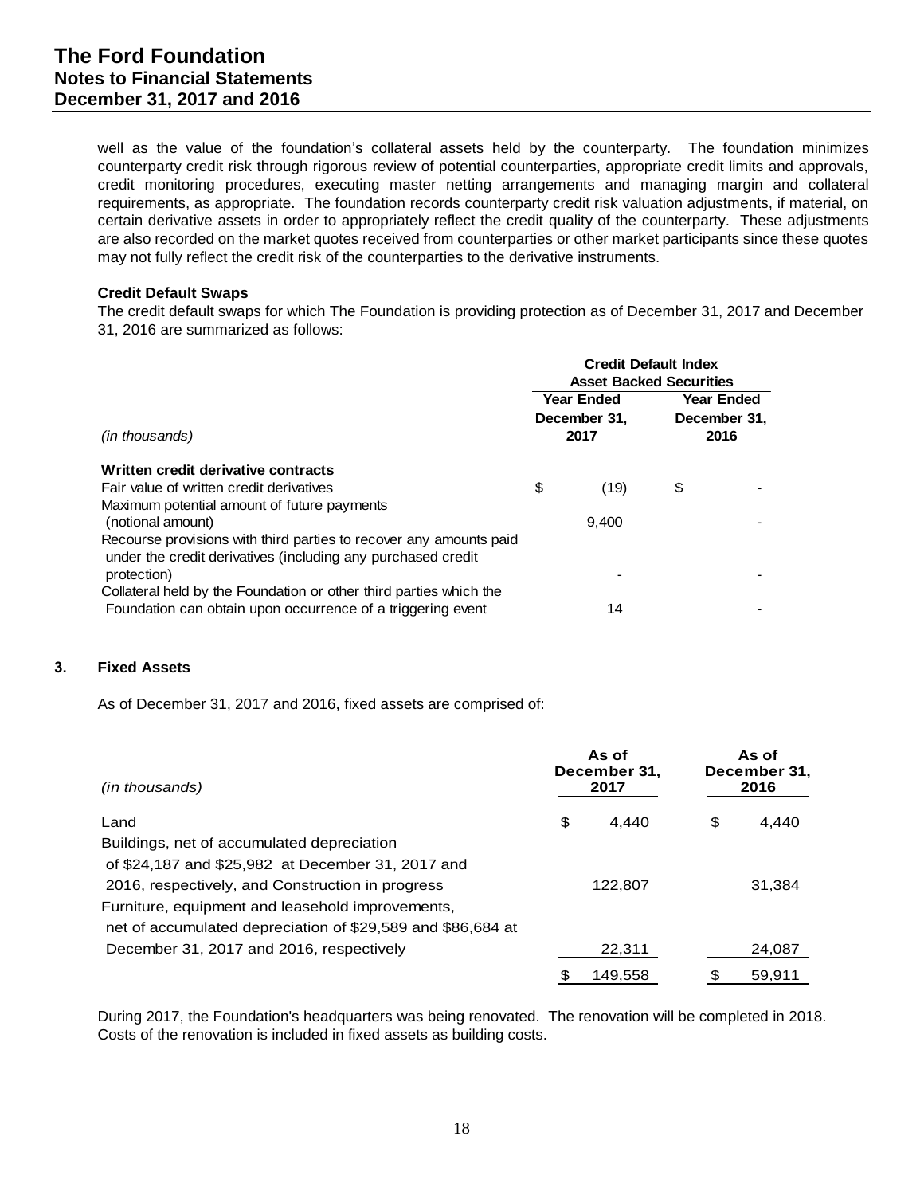well as the value of the foundation's collateral assets held by the counterparty. The foundation minimizes counterparty credit risk through rigorous review of potential counterparties, appropriate credit limits and approvals, credit monitoring procedures, executing master netting arrangements and managing margin and collateral requirements, as appropriate. The foundation records counterparty credit risk valuation adjustments, if material, on certain derivative assets in order to appropriately reflect the credit quality of the counterparty. These adjustments are also recorded on the market quotes received from counterparties or other market participants since these quotes may not fully reflect the credit risk of the counterparties to the derivative instruments.

**Credit Default Swaps**

The credit default swaps for which The Foundation is providing protection as of December 31, 2017 and December 31, 2016 are summarized as follows:

| | Credit Default Index Asset Backed Securities | |
|---|---|---|
| *(in thousands)* | Year Ended December 31, 2017 | Year Ended December 31, 2016 |
| **Written credit derivative contracts** | | |
| Fair value of written credit derivatives | $ (19) | $ - |
| Maximum potential amount of future payments (notional amount) | 9,400 | - |
| Recourse provisions with third parties to recover any amounts paid under the credit derivatives (including any purchased credit protection) | - | - |
| Collateral held by the Foundation or other third parties which the Foundation can obtain upon occurrence of a triggering event | 14 | - |

## 3. Fixed Assets

As of December 31, 2017 and 2016, fixed assets are comprised of:

| *(in thousands)* | As of December 31, 2017 | As of December 31, 2016 |
|---|---|---|
| Land | $ 4,440 | $ 4,440 |
| Buildings, net of accumulated depreciation of $24,187 and $25,982 at December 31, 2017 and 2016, respectively, and Construction in progress | 122,807 | 31,384 |
| Furniture, equipment and leasehold improvements, net of accumulated depreciation of $29,589 and $86,684 at December 31, 2017 and 2016, respectively | 22,311 | 24,087 |
| | $ 149,558 | $ 59,911 |

During 2017, the Foundation's headquarters was being renovated. The renovation will be completed in 2018. Costs of the renovation is included in fixed assets as building costs.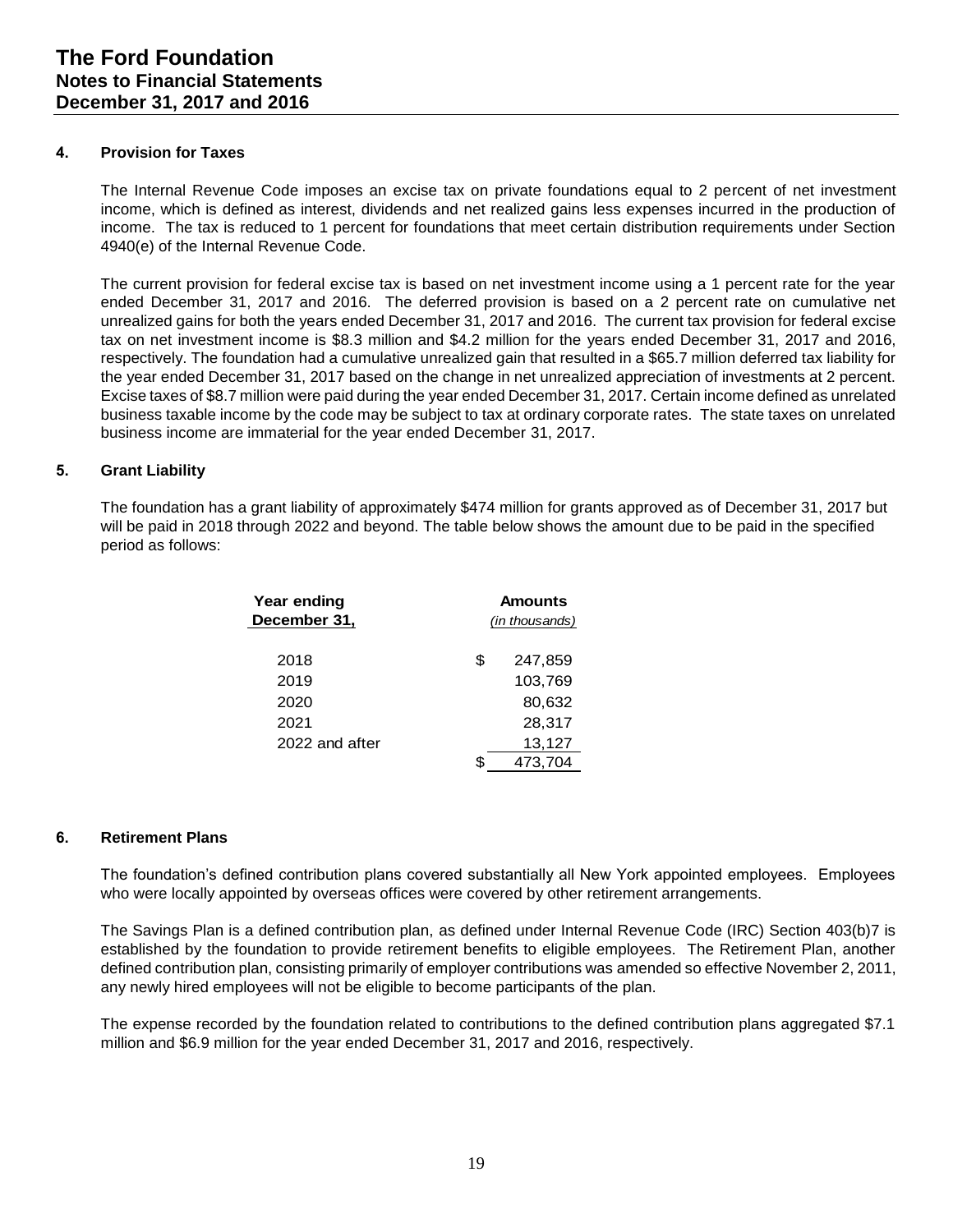# The Ford Foundation
## Notes to Financial Statements
## December 31, 2017 and 2016

### 4. Provision for Taxes

The Internal Revenue Code imposes an excise tax on private foundations equal to 2 percent of net investment income, which is defined as interest, dividends and net realized gains less expenses incurred in the production of income. The tax is reduced to 1 percent for foundations that meet certain distribution requirements under Section 4940(e) of the Internal Revenue Code.

The current provision for federal excise tax is based on net investment income using a 1 percent rate for the year ended December 31, 2017 and 2016. The deferred provision is based on a 2 percent rate on cumulative net unrealized gains for both the years ended December 31, 2017 and 2016. The current tax provision for federal excise tax on net investment income is $8.3 million and $4.2 million for the years ended December 31, 2017 and 2016, respectively. The foundation had a cumulative unrealized gain that resulted in a $65.7 million deferred tax liability for the year ended December 31, 2017 based on the change in net unrealized appreciation of investments at 2 percent. Excise taxes of $8.7 million were paid during the year ended December 31, 2017. Certain income defined as unrelated business taxable income by the code may be subject to tax at ordinary corporate rates. The state taxes on unrelated business income are immaterial for the year ended December 31, 2017.

### 5. Grant Liability

The foundation has a grant liability of approximately $474 million for grants approved as of December 31, 2017 but will be paid in 2018 through 2022 and beyond. The table below shows the amount due to be paid in the specified period as follows:

| Year ending December 31, | Amounts *(in thousands)* |
|---|---|
| 2018 | $ 247,859 |
| 2019 | 103,769 |
| 2020 | 80,632 |
| 2021 | 28,317 |
| 2022 and after | 13,127 |
| | $ 473,704 |

### 6. Retirement Plans

The foundation's defined contribution plans covered substantially all New York appointed employees. Employees who were locally appointed by overseas offices were covered by other retirement arrangements.

The Savings Plan is a defined contribution plan, as defined under Internal Revenue Code (IRC) Section 403(b)7 is established by the foundation to provide retirement benefits to eligible employees. The Retirement Plan, another defined contribution plan, consisting primarily of employer contributions was amended so effective November 2, 2011, any newly hired employees will not be eligible to become participants of the plan.

The expense recorded by the foundation related to contributions to the defined contribution plans aggregated $7.1 million and $6.9 million for the year ended December 31, 2017 and 2016, respectively.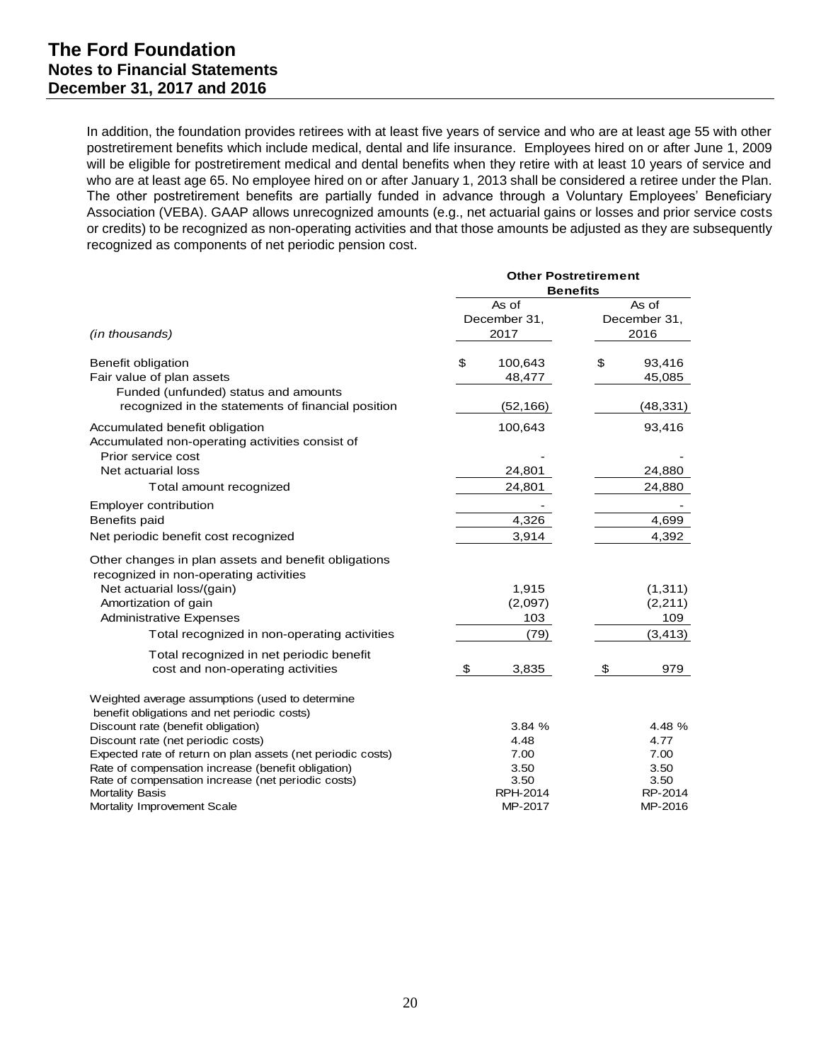In addition, the foundation provides retirees with at least five years of service and who are at least age 55 with other postretirement benefits which include medical, dental and life insurance. Employees hired on or after June 1, 2009 will be eligible for postretirement medical and dental benefits when they retire with at least 10 years of service and who are at least age 65. No employee hired on or after January 1, 2013 shall be considered a retiree under the Plan. The other postretirement benefits are partially funded in advance through a Voluntary Employees' Beneficiary Association (VEBA). GAAP allows unrecognized amounts (e.g., net actuarial gains or losses and prior service costs or credits) to be recognized as non-operating activities and that those amounts be adjusted as they are subsequently recognized as components of net periodic pension cost.

| | **Other Postretirement Benefits** | |
|---|---|---|
| *(in thousands)* | As of December 31, 2017 | As of December 31, 2016 |
| Benefit obligation | $ 100,643 | $ 93,416 |
| Fair value of plan assets | 48,477 | 45,085 |
| Funded (unfunded) status and amounts recognized in the statements of financial position | (52,166) | (48,331) |
| Accumulated benefit obligation | 100,643 | 93,416 |
| Accumulated non-operating activities consist of | | |
| Prior service cost | - | - |
| Net actuarial loss | 24,801 | 24,880 |
| Total amount recognized | 24,801 | 24,880 |
| Employer contribution | - | - |
| Benefits paid | 4,326 | 4,699 |
| Net periodic benefit cost recognized | 3,914 | 4,392 |
| Other changes in plan assets and benefit obligations recognized in non-operating activities | | |
| Net actuarial loss/(gain) | 1,915 | (1,311) |
| Amortization of gain | (2,097) | (2,211) |
| Administrative Expenses | 103 | 109 |
| Total recognized in non-operating activities | (79) | (3,413) |
| Total recognized in net periodic benefit cost and non-operating activities | $ 3,835 | $ 979 |
| Weighted average assumptions (used to determine benefit obligations and net periodic costs) | | |
| Discount rate (benefit obligation) | 3.84 % | 4.48 % |
| Discount rate (net periodic costs) | 4.48 | 4.77 |
| Expected rate of return on plan assets (net periodic costs) | 7.00 | 7.00 |
| Rate of compensation increase (benefit obligation) | 3.50 | 3.50 |
| Rate of compensation increase (net periodic costs) | 3.50 | 3.50 |
| Mortality Basis | RPH-2014 | RP-2014 |
| Mortality Improvement Scale | MP-2017 | MP-2016 |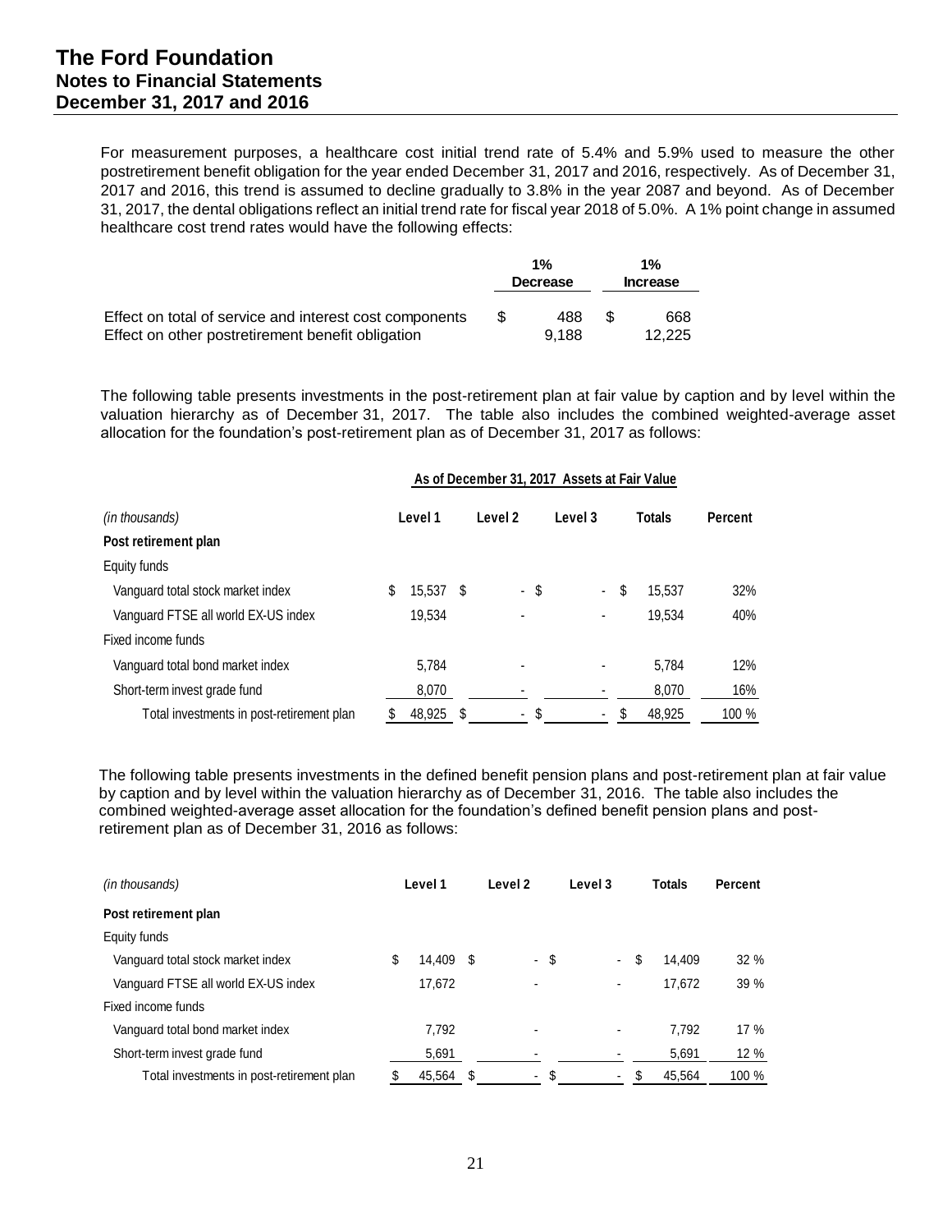For measurement purposes, a healthcare cost initial trend rate of 5.4% and 5.9% used to measure the other postretirement benefit obligation for the year ended December 31, 2017 and 2016, respectively. As of December 31, 2017 and 2016, this trend is assumed to decline gradually to 3.8% in the year 2087 and beyond. As of December 31, 2017, the dental obligations reflect an initial trend rate for fiscal year 2018 of 5.0%. A 1% point change in assumed healthcare cost trend rates would have the following effects:

| | 1% Decrease | 1% Increase |
|---|---|---|
| Effect on total of service and interest cost components | $ 488 | $ 668 |
| Effect on other postretirement benefit obligation | 9,188 | 12,225 |

The following table presents investments in the post-retirement plan at fair value by caption and by level within the valuation hierarchy as of December 31, 2017. The table also includes the combined weighted-average asset allocation for the foundation's post-retirement plan as of December 31, 2017 as follows:

| | As of December 31, 2017 Assets at Fair Value | | | | |
|---|---|---|---|---|---|
| *(in thousands)* | **Level 1** | **Level 2** | **Level 3** | **Totals** | **Percent** |
| **Post retirement plan** | | | | | |
| Equity funds | | | | | |
| Vanguard total stock market index | $ 15,537 | $ - | $ - | $ 15,537 | 32% |
| Vanguard FTSE all world EX-US index | 19,534 | - | - | 19,534 | 40% |
| Fixed income funds | | | | | |
| Vanguard total bond market index | 5,784 | - | - | 5,784 | 12% |
| Short-term invest grade fund | 8,070 | - | - | 8,070 | 16% |
| Total investments in post-retirement plan | $ 48,925 | $ - | $ - | $ 48,925 | 100 % |

The following table presents investments in the defined benefit pension plans and post-retirement plan at fair value by caption and by level within the valuation hierarchy as of December 31, 2016. The table also includes the combined weighted-average asset allocation for the foundation's defined benefit pension plans and post-retirement plan as of December 31, 2016 as follows:

| *(in thousands)* | **Level 1** | **Level 2** | **Level 3** | **Totals** | **Percent** |
|---|---|---|---|---|---|
| **Post retirement plan** | | | | | |
| Equity funds | | | | | |
| Vanguard total stock market index | $ 14,409 | $ - | $ - | $ 14,409 | 32 % |
| Vanguard FTSE all world EX-US index | 17,672 | - | - | 17,672 | 39 % |
| Fixed income funds | | | | | |
| Vanguard total bond market index | 7,792 | - | - | 7,792 | 17 % |
| Short-term invest grade fund | 5,691 | - | - | 5,691 | 12 % |
| Total investments in post-retirement plan | $ 45,564 | $ - | $ - | $ 45,564 | 100 % |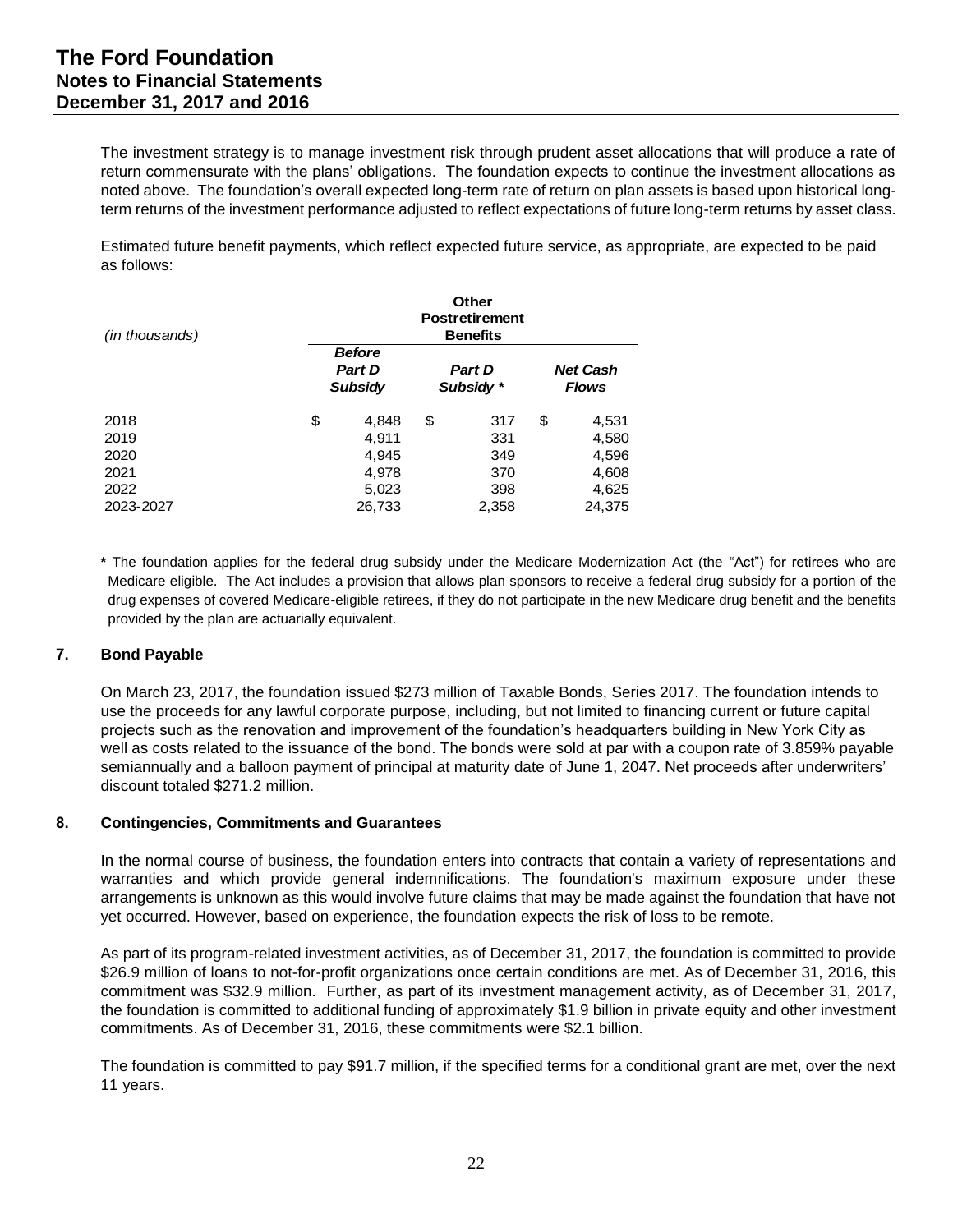The investment strategy is to manage investment risk through prudent asset allocations that will produce a rate of return commensurate with the plans' obligations. The foundation expects to continue the investment allocations as noted above. The foundation's overall expected long-term rate of return on plan assets is based upon historical long-term returns of the investment performance adjusted to reflect expectations of future long-term returns by asset class.

Estimated future benefit payments, which reflect expected future service, as appropriate, are expected to be paid as follows:

| *(in thousands)* | **Other Postretirement Benefits** | | |
|---|---|---|---|
| | ***Before Part D Subsidy*** | ***Part D Subsidy \**** | ***Net Cash Flows*** |
| 2018 | $ 4,848 | $ 317 | $ 4,531 |
| 2019 | 4,911 | 331 | 4,580 |
| 2020 | 4,945 | 349 | 4,596 |
| 2021 | 4,978 | 370 | 4,608 |
| 2022 | 5,023 | 398 | 4,625 |
| 2023-2027 | 26,733 | 2,358 | 24,375 |

**\*** The foundation applies for the federal drug subsidy under the Medicare Modernization Act (the "Act") for retirees who are Medicare eligible. The Act includes a provision that allows plan sponsors to receive a federal drug subsidy for a portion of the drug expenses of covered Medicare-eligible retirees, if they do not participate in the new Medicare drug benefit and the benefits provided by the plan are actuarially equivalent.

## 7. Bond Payable

On March 23, 2017, the foundation issued $273 million of Taxable Bonds, Series 2017. The foundation intends to use the proceeds for any lawful corporate purpose, including, but not limited to financing current or future capital projects such as the renovation and improvement of the foundation's headquarters building in New York City as well as costs related to the issuance of the bond. The bonds were sold at par with a coupon rate of 3.859% payable semiannually and a balloon payment of principal at maturity date of June 1, 2047. Net proceeds after underwriters' discount totaled $271.2 million.

## 8. Contingencies, Commitments and Guarantees

In the normal course of business, the foundation enters into contracts that contain a variety of representations and warranties and which provide general indemnifications. The foundation's maximum exposure under these arrangements is unknown as this would involve future claims that may be made against the foundation that have not yet occurred. However, based on experience, the foundation expects the risk of loss to be remote.

As part of its program-related investment activities, as of December 31, 2017, the foundation is committed to provide $26.9 million of loans to not-for-profit organizations once certain conditions are met. As of December 31, 2016, this commitment was $32.9 million. Further, as part of its investment management activity, as of December 31, 2017, the foundation is committed to additional funding of approximately $1.9 billion in private equity and other investment commitments. As of December 31, 2016, these commitments were $2.1 billion.

The foundation is committed to pay $91.7 million, if the specified terms for a conditional grant are met, over the next 11 years.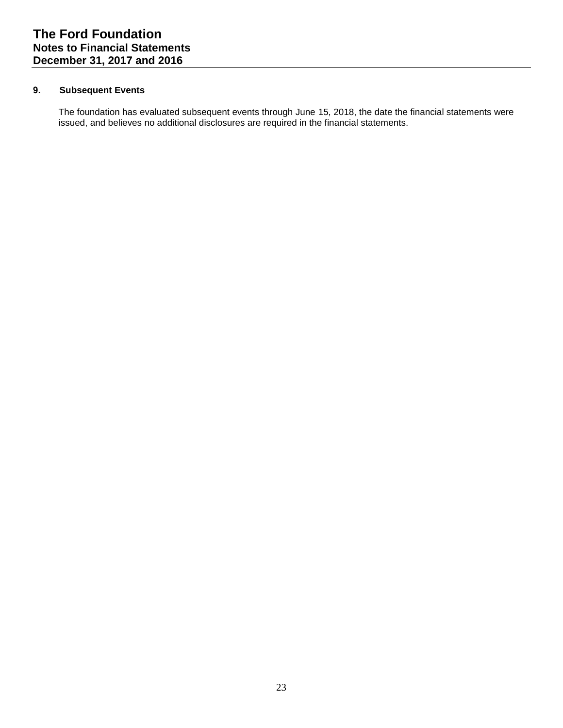## 9. Subsequent Events

The foundation has evaluated subsequent events through June 15, 2018, the date the financial statements were issued, and believes no additional disclosures are required in the financial statements.